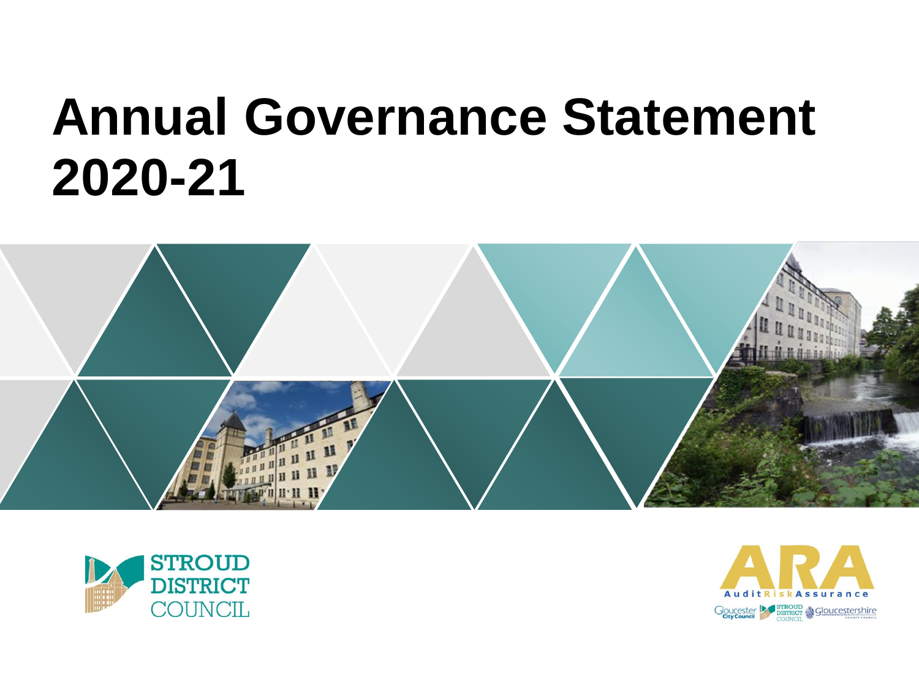# Annual Governance Statement 2020-21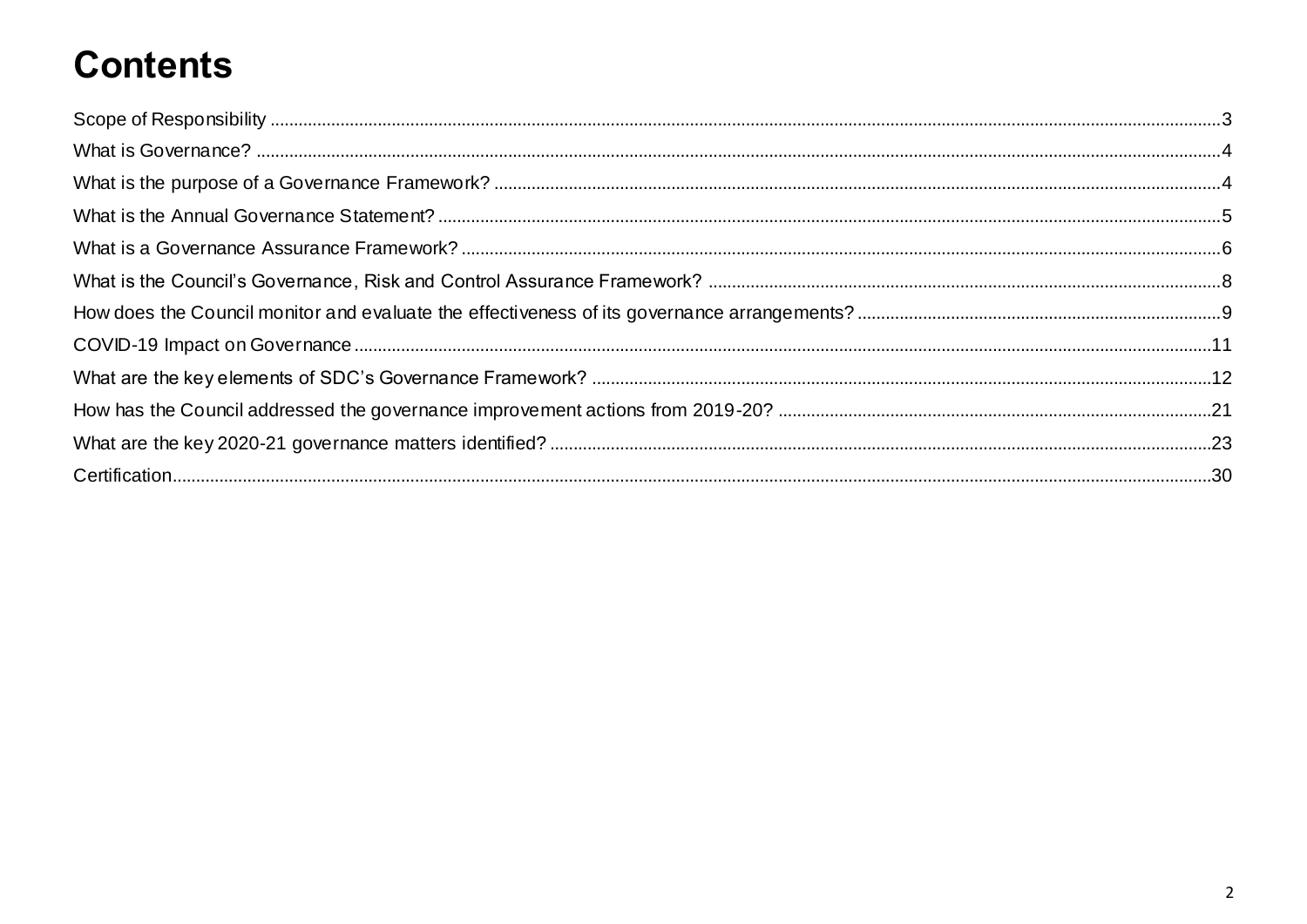# Contents

Scope of Responsibility ....3

What is Governance? ....4

What is the purpose of a Governance Framework? ....4

What is the Annual Governance Statement? ....5

What is a Governance Assurance Framework? ....6

What is the Council's Governance, Risk and Control Assurance Framework? ....8

How does the Council monitor and evaluate the effectiveness of its governance arrangements? ....9

COVID-19 Impact on Governance ....11

What are the key elements of SDC's Governance Framework? ....12

How has the Council addressed the governance improvement actions from 2019-20? ....21

What are the key 2020-21 governance matters identified? ....23

Certification....30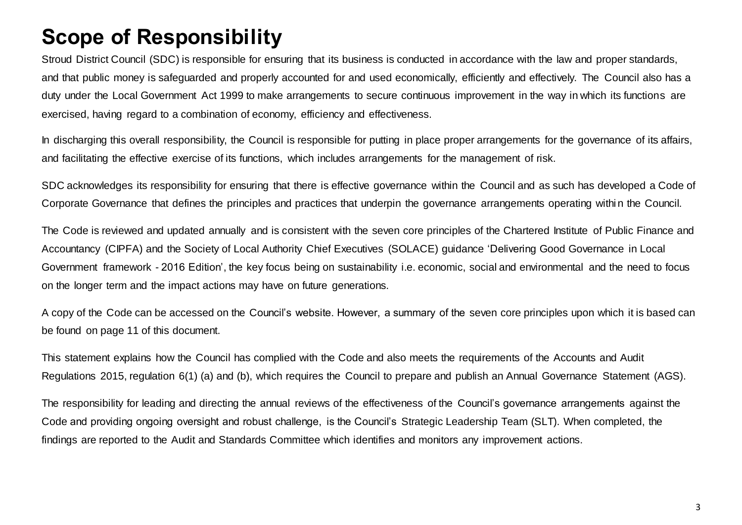# Scope of Responsibility

Stroud District Council (SDC) is responsible for ensuring that its business is conducted in accordance with the law and proper standards, and that public money is safeguarded and properly accounted for and used economically, efficiently and effectively. The Council also has a duty under the Local Government Act 1999 to make arrangements to secure continuous improvement in the way in which its functions are exercised, having regard to a combination of economy, efficiency and effectiveness.

In discharging this overall responsibility, the Council is responsible for putting in place proper arrangements for the governance of its affairs, and facilitating the effective exercise of its functions, which includes arrangements for the management of risk.

SDC acknowledges its responsibility for ensuring that there is effective governance within the Council and as such has developed a Code of Corporate Governance that defines the principles and practices that underpin the governance arrangements operating within the Council.

The Code is reviewed and updated annually and is consistent with the seven core principles of the Chartered Institute of Public Finance and Accountancy (CIPFA) and the Society of Local Authority Chief Executives (SOLACE) guidance 'Delivering Good Governance in Local Government framework - 2016 Edition', the key focus being on sustainability i.e. economic, social and environmental and the need to focus on the longer term and the impact actions may have on future generations.

A copy of the Code can be accessed on the Council's website. However, a summary of the seven core principles upon which it is based can be found on page 11 of this document.

This statement explains how the Council has complied with the Code and also meets the requirements of the Accounts and Audit Regulations 2015, regulation 6(1) (a) and (b), which requires the Council to prepare and publish an Annual Governance Statement (AGS).

The responsibility for leading and directing the annual reviews of the effectiveness of the Council's governance arrangements against the Code and providing ongoing oversight and robust challenge, is the Council's Strategic Leadership Team (SLT). When completed, the findings are reported to the Audit and Standards Committee which identifies and monitors any improvement actions.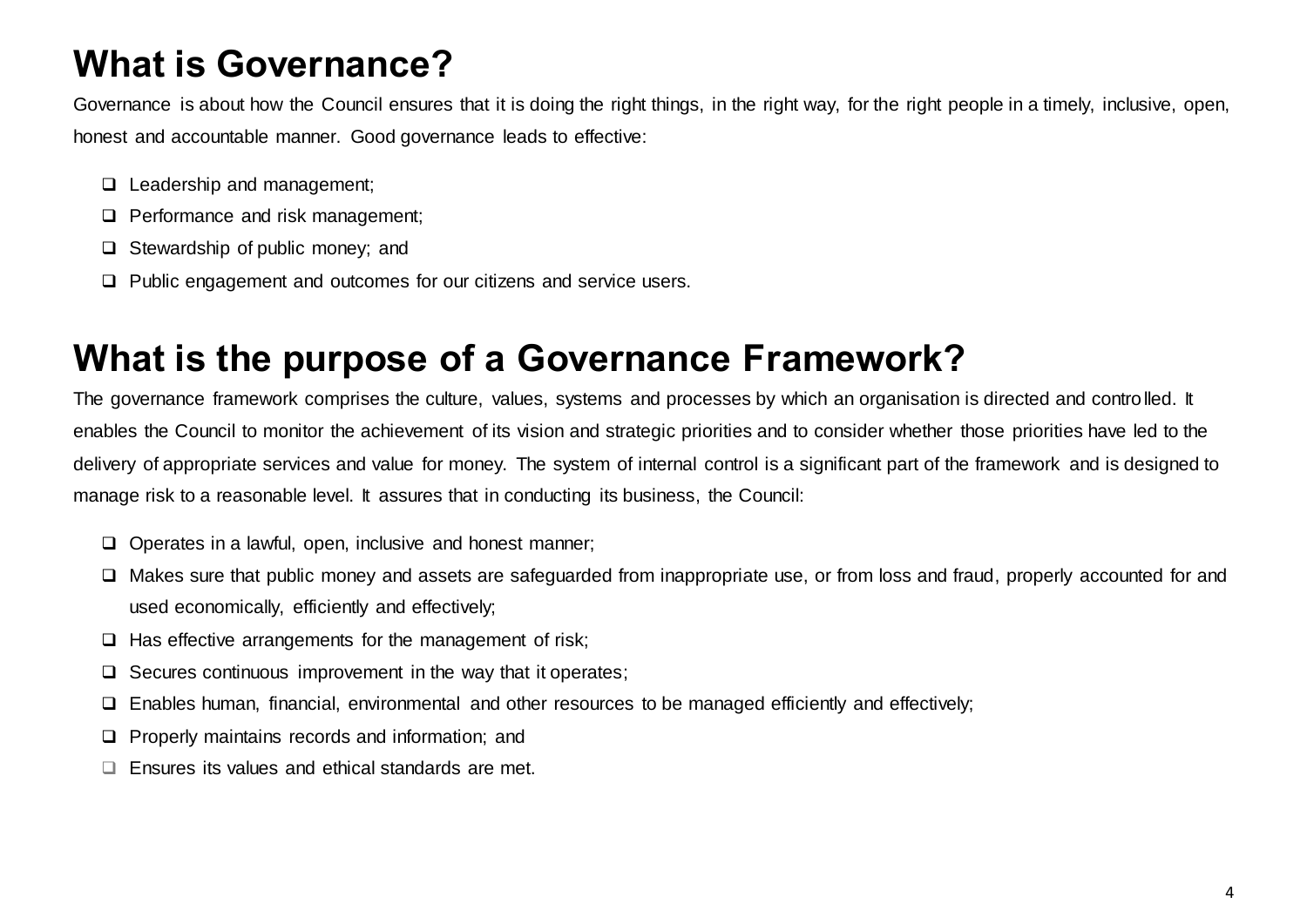# What is Governance?

Governance is about how the Council ensures that it is doing the right things, in the right way, for the right people in a timely, inclusive, open, honest and accountable manner. Good governance leads to effective:

- Leadership and management;
- Performance and risk management;
- Stewardship of public money; and
- Public engagement and outcomes for our citizens and service users.

# What is the purpose of a Governance Framework?

The governance framework comprises the culture, values, systems and processes by which an organisation is directed and controlled. It enables the Council to monitor the achievement of its vision and strategic priorities and to consider whether those priorities have led to the delivery of appropriate services and value for money. The system of internal control is a significant part of the framework and is designed to manage risk to a reasonable level. It assures that in conducting its business, the Council:

- Operates in a lawful, open, inclusive and honest manner;
- Makes sure that public money and assets are safeguarded from inappropriate use, or from loss and fraud, properly accounted for and used economically, efficiently and effectively;
- Has effective arrangements for the management of risk;
- Secures continuous improvement in the way that it operates;
- Enables human, financial, environmental and other resources to be managed efficiently and effectively;
- Properly maintains records and information; and
- Ensures its values and ethical standards are met.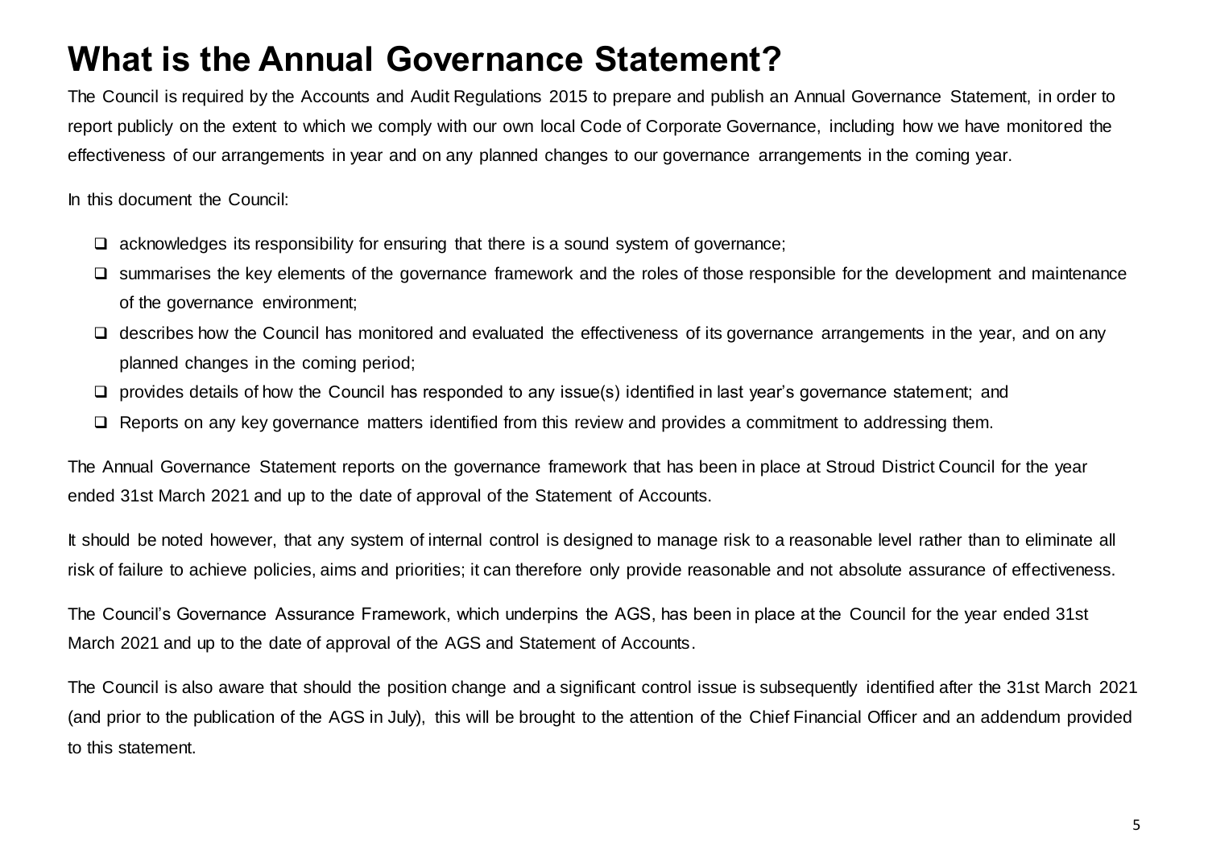# What is the Annual Governance Statement?

The Council is required by the Accounts and Audit Regulations 2015 to prepare and publish an Annual Governance Statement, in order to report publicly on the extent to which we comply with our own local Code of Corporate Governance, including how we have monitored the effectiveness of our arrangements in year and on any planned changes to our governance arrangements in the coming year.

In this document the Council:

- acknowledges its responsibility for ensuring that there is a sound system of governance;
- summarises the key elements of the governance framework and the roles of those responsible for the development and maintenance of the governance environment;
- describes how the Council has monitored and evaluated the effectiveness of its governance arrangements in the year, and on any planned changes in the coming period;
- provides details of how the Council has responded to any issue(s) identified in last year's governance statement; and
- Reports on any key governance matters identified from this review and provides a commitment to addressing them.

The Annual Governance Statement reports on the governance framework that has been in place at Stroud District Council for the year ended 31st March 2021 and up to the date of approval of the Statement of Accounts.

It should be noted however, that any system of internal control is designed to manage risk to a reasonable level rather than to eliminate all risk of failure to achieve policies, aims and priorities; it can therefore only provide reasonable and not absolute assurance of effectiveness.

The Council's Governance Assurance Framework, which underpins the AGS, has been in place at the Council for the year ended 31st March 2021 and up to the date of approval of the AGS and Statement of Accounts.

The Council is also aware that should the position change and a significant control issue is subsequently identified after the 31st March 2021 (and prior to the publication of the AGS in July), this will be brought to the attention of the Chief Financial Officer and an addendum provided to this statement.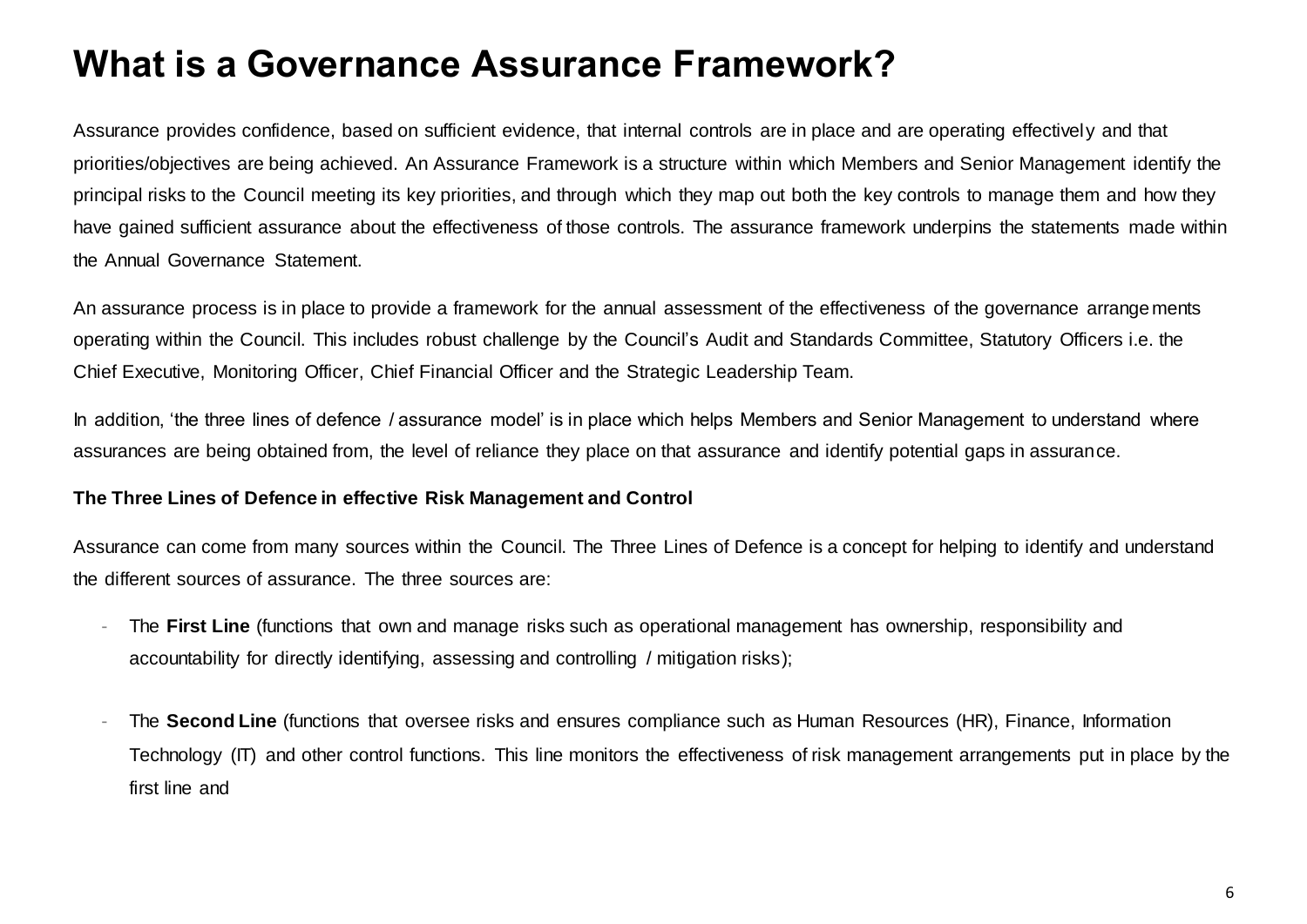# What is a Governance Assurance Framework?

Assurance provides confidence, based on sufficient evidence, that internal controls are in place and are operating effectively and that priorities/objectives are being achieved. An Assurance Framework is a structure within which Members and Senior Management identify the principal risks to the Council meeting its key priorities, and through which they map out both the key controls to manage them and how they have gained sufficient assurance about the effectiveness of those controls. The assurance framework underpins the statements made within the Annual Governance Statement.

An assurance process is in place to provide a framework for the annual assessment of the effectiveness of the governance arrangements operating within the Council. This includes robust challenge by the Council's Audit and Standards Committee, Statutory Officers i.e. the Chief Executive, Monitoring Officer, Chief Financial Officer and the Strategic Leadership Team.

In addition, 'the three lines of defence / assurance model' is in place which helps Members and Senior Management to understand where assurances are being obtained from, the level of reliance they place on that assurance and identify potential gaps in assurance.

**The Three Lines of Defence in effective Risk Management and Control**

Assurance can come from many sources within the Council. The Three Lines of Defence is a concept for helping to identify and understand the different sources of assurance. The three sources are:

- The **First Line** (functions that own and manage risks such as operational management has ownership, responsibility and accountability for directly identifying, assessing and controlling / mitigation risks);

- The **Second Line** (functions that oversee risks and ensures compliance such as Human Resources (HR), Finance, Information Technology (IT) and other control functions. This line monitors the effectiveness of risk management arrangements put in place by the first line and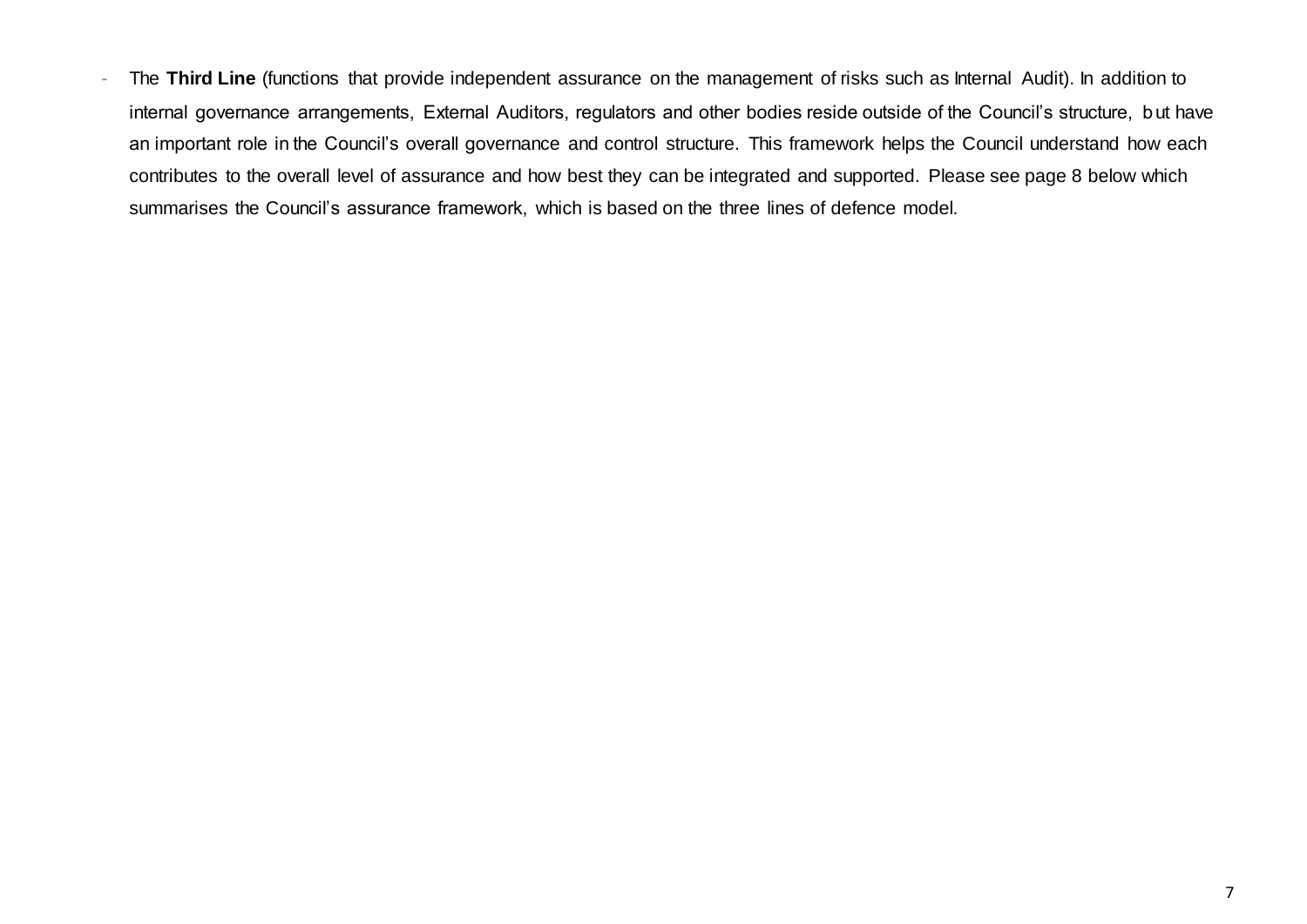- The **Third Line** (functions that provide independent assurance on the management of risks such as Internal Audit). In addition to internal governance arrangements, External Auditors, regulators and other bodies reside outside of the Council's structure, but have an important role in the Council's overall governance and control structure. This framework helps the Council understand how each contributes to the overall level of assurance and how best they can be integrated and supported. Please see page 8 below which summarises the Council's assurance framework, which is based on the three lines of defence model.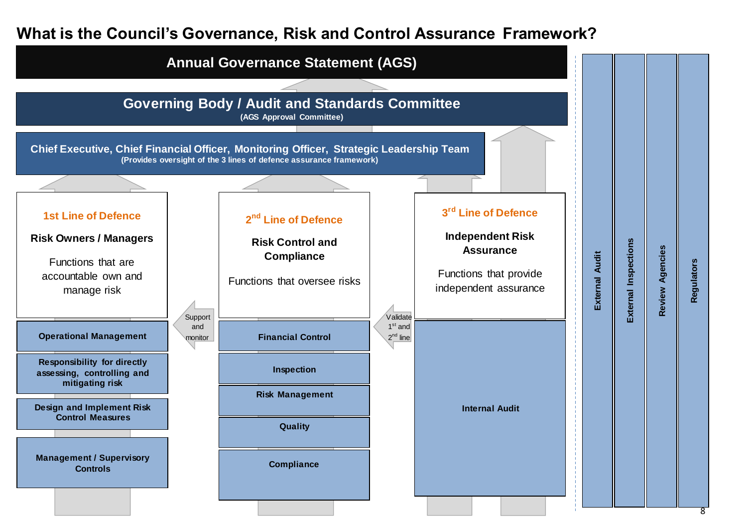# What is the Council's Governance, Risk and Control Assurance Framework?

**Annual Governance Statement (AGS)**

**Governing Body / Audit and Standards Committee**
(AGS Approval Committee)

**Chief Executive, Chief Financial Officer, Monitoring Officer, Strategic Leadership Team**
(Provides oversight of the 3 lines of defence assurance framework)

## 1st Line of Defence

**Risk Owners / Managers**

Functions that are accountable own and manage risk

- Operational Management
- Responsibility for directly assessing, controlling and mitigating risk
- Design and Implement Risk Control Measures
- Management / Supervisory Controls

*Support and monitor*

## 2nd Line of Defence

**Risk Control and Compliance**

Functions that oversee risks

- Financial Control
- Inspection
- Risk Management
- Quality
- Compliance

*Validate 1st and 2nd line*

## 3rd Line of Defence

**Independent Risk Assurance**

Functions that provide independent assurance

- Internal Audit

---

- External Audit
- External Inspections
- Review Agencies
- Regulators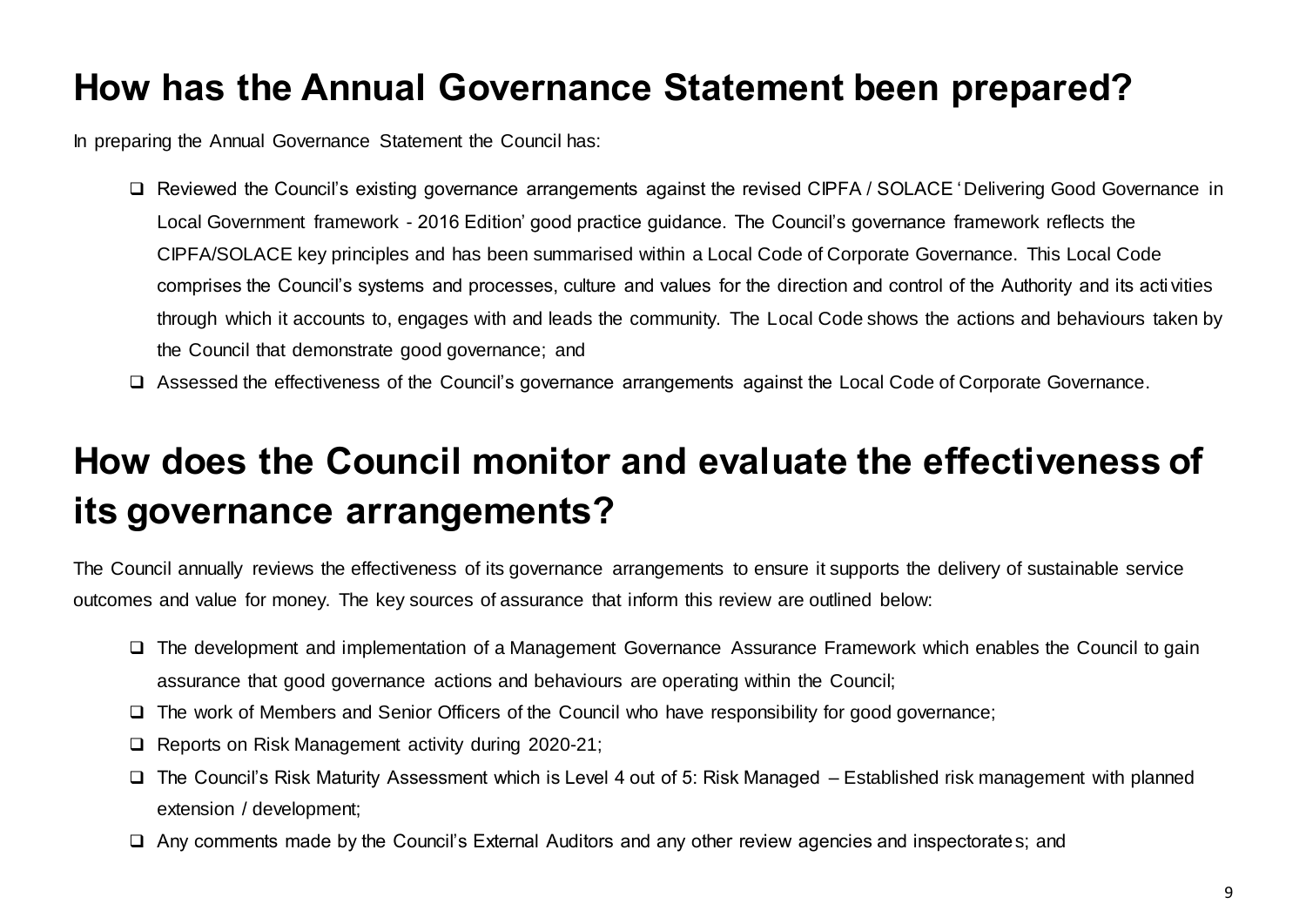# How has the Annual Governance Statement been prepared?

In preparing the Annual Governance Statement the Council has:

- Reviewed the Council's existing governance arrangements against the revised CIPFA / SOLACE 'Delivering Good Governance in Local Government framework - 2016 Edition' good practice guidance. The Council's governance framework reflects the CIPFA/SOLACE key principles and has been summarised within a Local Code of Corporate Governance. This Local Code comprises the Council's systems and processes, culture and values for the direction and control of the Authority and its activities through which it accounts to, engages with and leads the community. The Local Code shows the actions and behaviours taken by the Council that demonstrate good governance; and
- Assessed the effectiveness of the Council's governance arrangements against the Local Code of Corporate Governance.

# How does the Council monitor and evaluate the effectiveness of its governance arrangements?

The Council annually reviews the effectiveness of its governance arrangements to ensure it supports the delivery of sustainable service outcomes and value for money. The key sources of assurance that inform this review are outlined below:

- The development and implementation of a Management Governance Assurance Framework which enables the Council to gain assurance that good governance actions and behaviours are operating within the Council;
- The work of Members and Senior Officers of the Council who have responsibility for good governance;
- Reports on Risk Management activity during 2020-21;
- The Council's Risk Maturity Assessment which is Level 4 out of 5: Risk Managed – Established risk management with planned extension / development;
- Any comments made by the Council's External Auditors and any other review agencies and inspectorates; and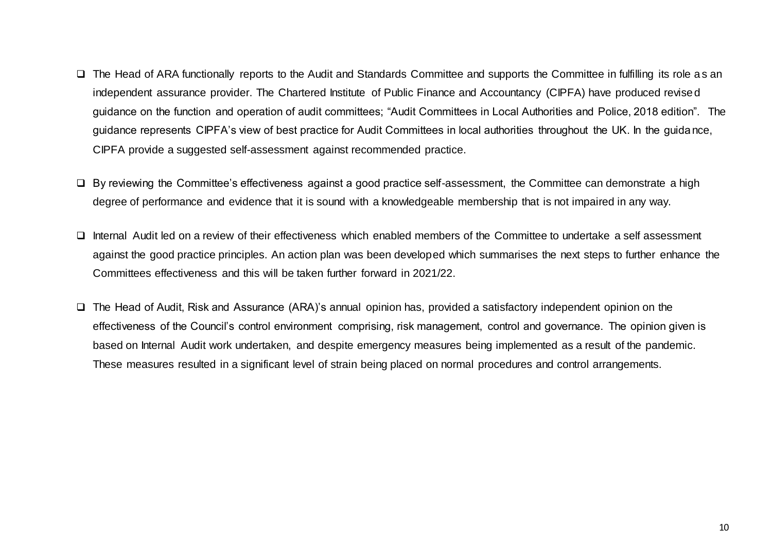- The Head of ARA functionally reports to the Audit and Standards Committee and supports the Committee in fulfilling its role as an independent assurance provider. The Chartered Institute of Public Finance and Accountancy (CIPFA) have produced revised guidance on the function and operation of audit committees; "Audit Committees in Local Authorities and Police, 2018 edition". The guidance represents CIPFA's view of best practice for Audit Committees in local authorities throughout the UK. In the guidance, CIPFA provide a suggested self-assessment against recommended practice.

- By reviewing the Committee's effectiveness against a good practice self-assessment, the Committee can demonstrate a high degree of performance and evidence that it is sound with a knowledgeable membership that is not impaired in any way.

- Internal Audit led on a review of their effectiveness which enabled members of the Committee to undertake a self assessment against the good practice principles. An action plan was been developed which summarises the next steps to further enhance the Committees effectiveness and this will be taken further forward in 2021/22.

- The Head of Audit, Risk and Assurance (ARA)'s annual opinion has, provided a satisfactory independent opinion on the effectiveness of the Council's control environment comprising, risk management, control and governance. The opinion given is based on Internal Audit work undertaken, and despite emergency measures being implemented as a result of the pandemic. These measures resulted in a significant level of strain being placed on normal procedures and control arrangements.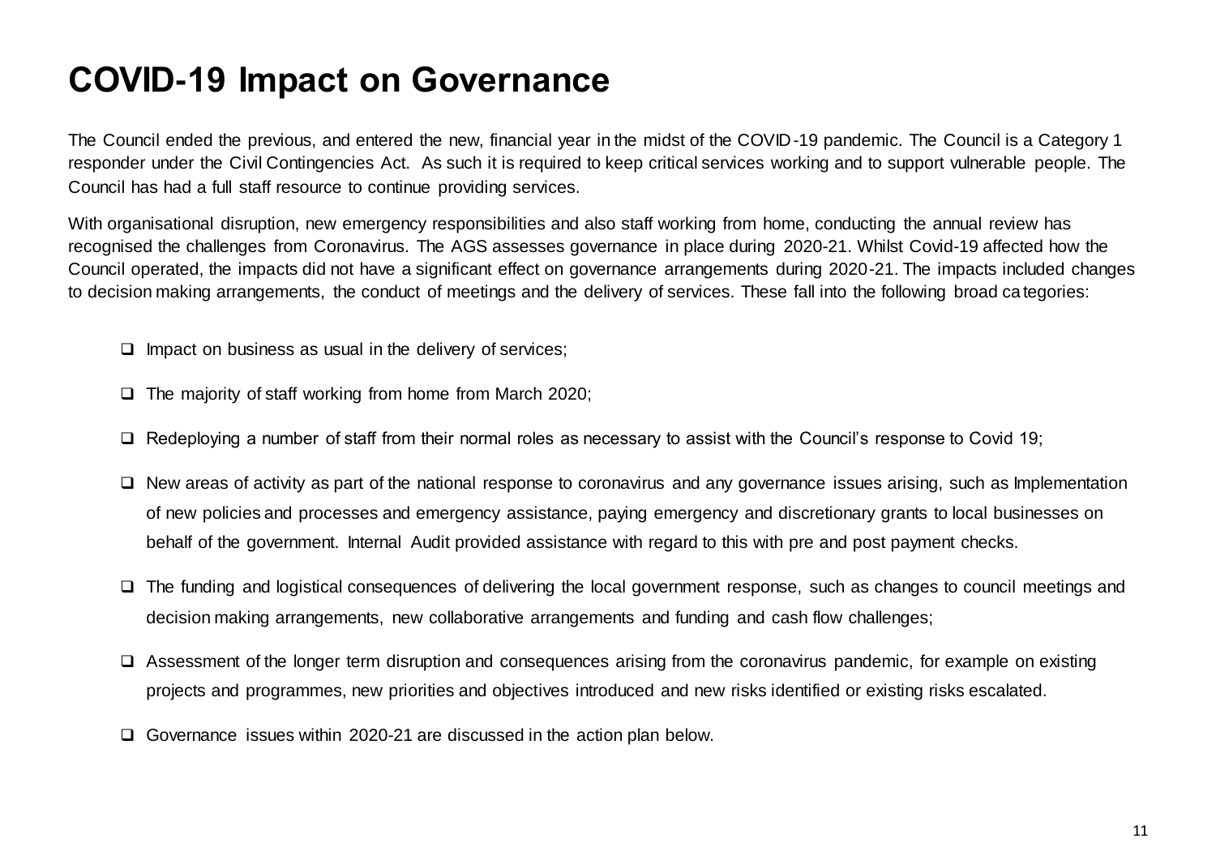# COVID-19 Impact on Governance

The Council ended the previous, and entered the new, financial year in the midst of the COVID-19 pandemic. The Council is a Category 1 responder under the Civil Contingencies Act. As such it is required to keep critical services working and to support vulnerable people. The Council has had a full staff resource to continue providing services.

With organisational disruption, new emergency responsibilities and also staff working from home, conducting the annual review has recognised the challenges from Coronavirus. The AGS assesses governance in place during 2020-21. Whilst Covid-19 affected how the Council operated, the impacts did not have a significant effect on governance arrangements during 2020-21. The impacts included changes to decision making arrangements, the conduct of meetings and the delivery of services. These fall into the following broad categories:

- Impact on business as usual in the delivery of services;
- The majority of staff working from home from March 2020;
- Redeploying a number of staff from their normal roles as necessary to assist with the Council's response to Covid 19;
- New areas of activity as part of the national response to coronavirus and any governance issues arising, such as Implementation of new policies and processes and emergency assistance, paying emergency and discretionary grants to local businesses on behalf of the government. Internal Audit provided assistance with regard to this with pre and post payment checks.
- The funding and logistical consequences of delivering the local government response, such as changes to council meetings and decision making arrangements, new collaborative arrangements and funding and cash flow challenges;
- Assessment of the longer term disruption and consequences arising from the coronavirus pandemic, for example on existing projects and programmes, new priorities and objectives introduced and new risks identified or existing risks escalated.
- Governance issues within 2020-21 are discussed in the action plan below.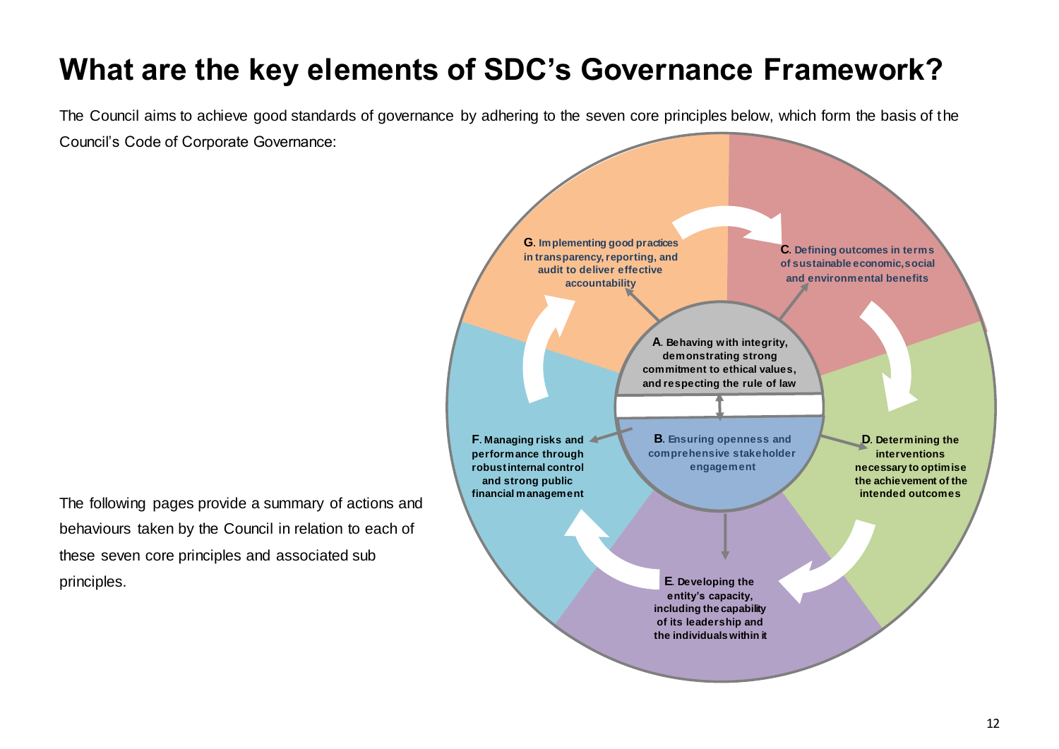# What are the key elements of SDC's Governance Framework?

The Council aims to achieve good standards of governance by adhering to the seven core principles below, which form the basis of the Council's Code of Corporate Governance:

**A**. Behaving with integrity, demonstrating strong commitment to ethical values, and respecting the rule of law

**B**. Ensuring openness and comprehensive stakeholder engagement

**C**. Defining outcomes in terms of sustainable economic, social and environmental benefits

**D**. Determining the interventions necessary to optimise the achievement of the intended outcomes

**E**. Developing the entity's capacity, including the capability of its leadership and the individuals within it

**F**. Managing risks and performance through robust internal control and strong public financial management

**G**. Implementing good practices in transparency, reporting, and audit to deliver effective accountability

The following pages provide a summary of actions and behaviours taken by the Council in relation to each of these seven core principles and associated sub principles.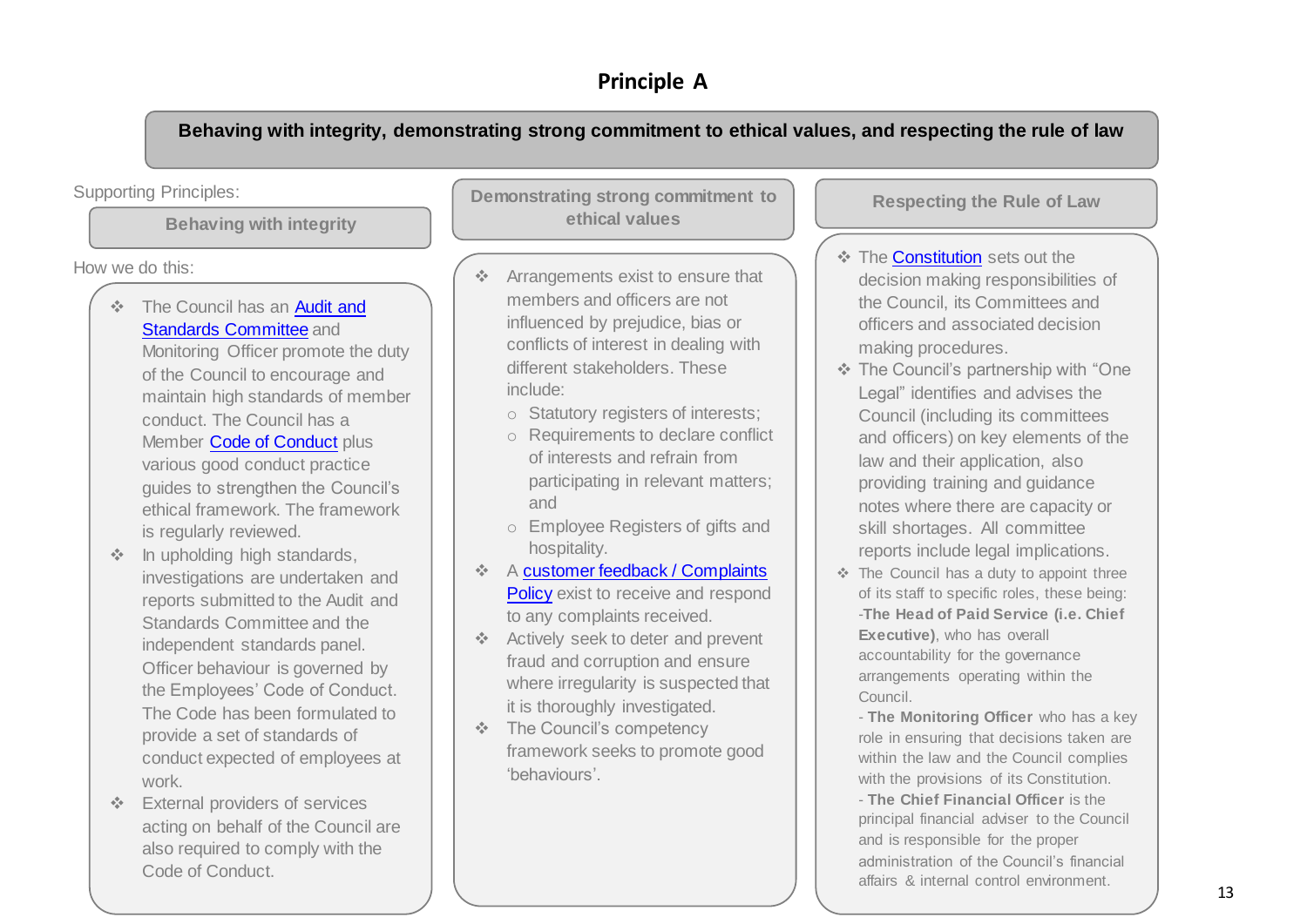# Principle A

**Behaving with integrity, demonstrating strong commitment to ethical values, and respecting the rule of law**

Supporting Principles:

## Behaving with integrity

How we do this:

- The Council has an Audit and Standards Committee and Monitoring Officer promote the duty of the Council to encourage and maintain high standards of member conduct. The Council has a Member Code of Conduct plus various good conduct practice guides to strengthen the Council's ethical framework. The framework is regularly reviewed.
- In upholding high standards, investigations are undertaken and reports submitted to the Audit and Standards Committee and the independent standards panel. Officer behaviour is governed by the Employees' Code of Conduct. The Code has been formulated to provide a set of standards of conduct expected of employees at work.
- External providers of services acting on behalf of the Council are also required to comply with the Code of Conduct.

## Demonstrating strong commitment to ethical values

- Arrangements exist to ensure that members and officers are not influenced by prejudice, bias or conflicts of interest in dealing with different stakeholders. These include:
  - Statutory registers of interests;
  - Requirements to declare conflict of interests and refrain from participating in relevant matters; and
  - Employee Registers of gifts and hospitality.
- A customer feedback / Complaints Policy exist to receive and respond to any complaints received.
- Actively seek to deter and prevent fraud and corruption and ensure where irregularity is suspected that it is thoroughly investigated.
- The Council's competency framework seeks to promote good 'behaviours'.

## Respecting the Rule of Law

- The Constitution sets out the decision making responsibilities of the Council, its Committees and officers and associated decision making procedures.
- The Council's partnership with "One Legal" identifies and advises the Council (including its committees and officers) on key elements of the law and their application, also providing training and guidance notes where there are capacity or skill shortages. All committee reports include legal implications.
- The Council has a duty to appoint three of its staff to specific roles, these being:
  - **The Head of Paid Service (i.e. Chief Executive)**, who has overall accountability for the governance arrangements operating within the Council.
  - **The Monitoring Officer** who has a key role in ensuring that decisions taken are within the law and the Council complies with the provisions of its Constitution.
  - **The Chief Financial Officer** is the principal financial adviser to the Council and is responsible for the proper administration of the Council's financial affairs & internal control environment.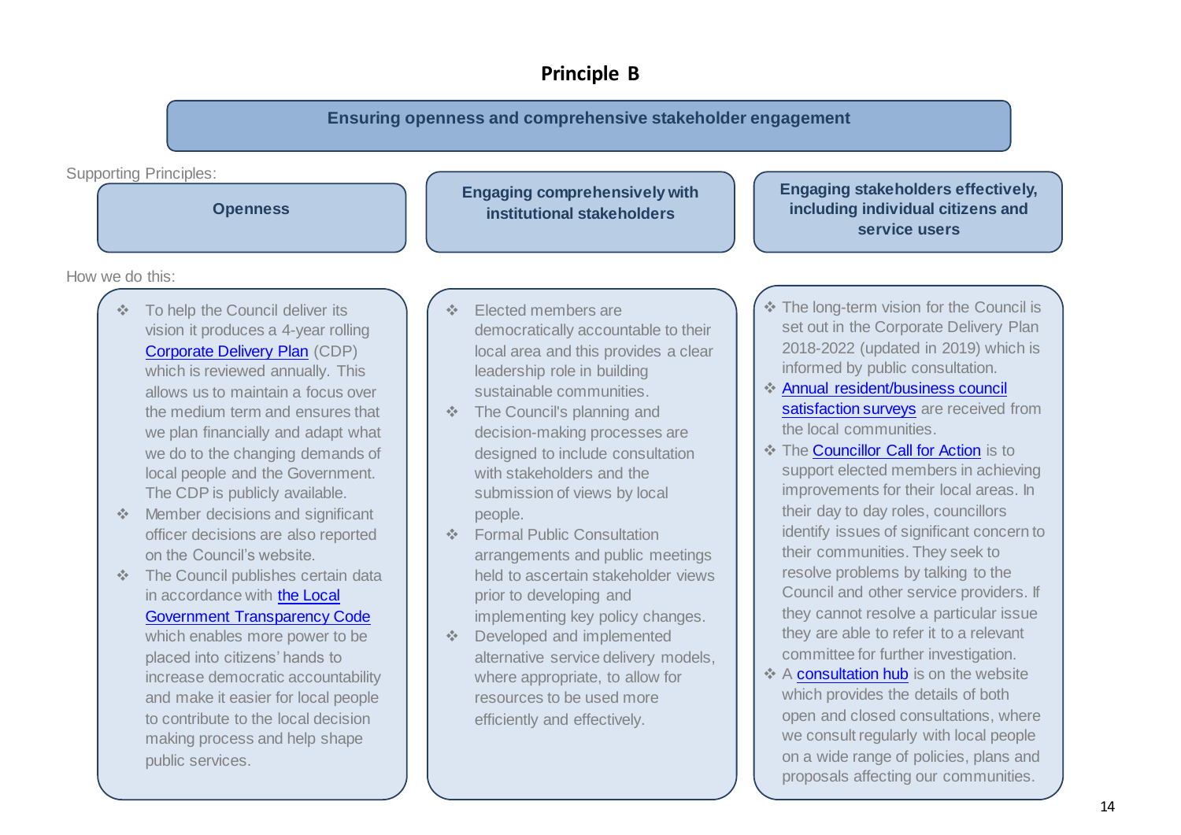# Principle B

## Ensuring openness and comprehensive stakeholder engagement

Supporting Principles:

### Openness

How we do this:

- To help the Council deliver its vision it produces a 4-year rolling Corporate Delivery Plan (CDP) which is reviewed annually. This allows us to maintain a focus over the medium term and ensures that we plan financially and adapt what we do to the changing demands of local people and the Government. The CDP is publicly available.
- Member decisions and significant officer decisions are also reported on the Council's website.
- The Council publishes certain data in accordance with the Local Government Transparency Code which enables more power to be placed into citizens' hands to increase democratic accountability and make it easier for local people to contribute to the local decision making process and help shape public services.

### Engaging comprehensively with institutional stakeholders

How we do this:

- Elected members are democratically accountable to their local area and this provides a clear leadership role in building sustainable communities.
- The Council's planning and decision-making processes are designed to include consultation with stakeholders and the submission of views by local people.
- Formal Public Consultation arrangements and public meetings held to ascertain stakeholder views prior to developing and implementing key policy changes.
- Developed and implemented alternative service delivery models, where appropriate, to allow for resources to be used more efficiently and effectively.

### Engaging stakeholders effectively, including individual citizens and service users

How we do this:

- The long-term vision for the Council is set out in the Corporate Delivery Plan 2018-2022 (updated in 2019) which is informed by public consultation.
- Annual resident/business council satisfaction surveys are received from the local communities.
- The Councillor Call for Action is to support elected members in achieving improvements for their local areas. In their day to day roles, councillors identify issues of significant concern to their communities. They seek to resolve problems by talking to the Council and other service providers. If they cannot resolve a particular issue they are able to refer it to a relevant committee for further investigation.
- A consultation hub is on the website which provides the details of both open and closed consultations, where we consult regularly with local people on a wide range of policies, plans and proposals affecting our communities.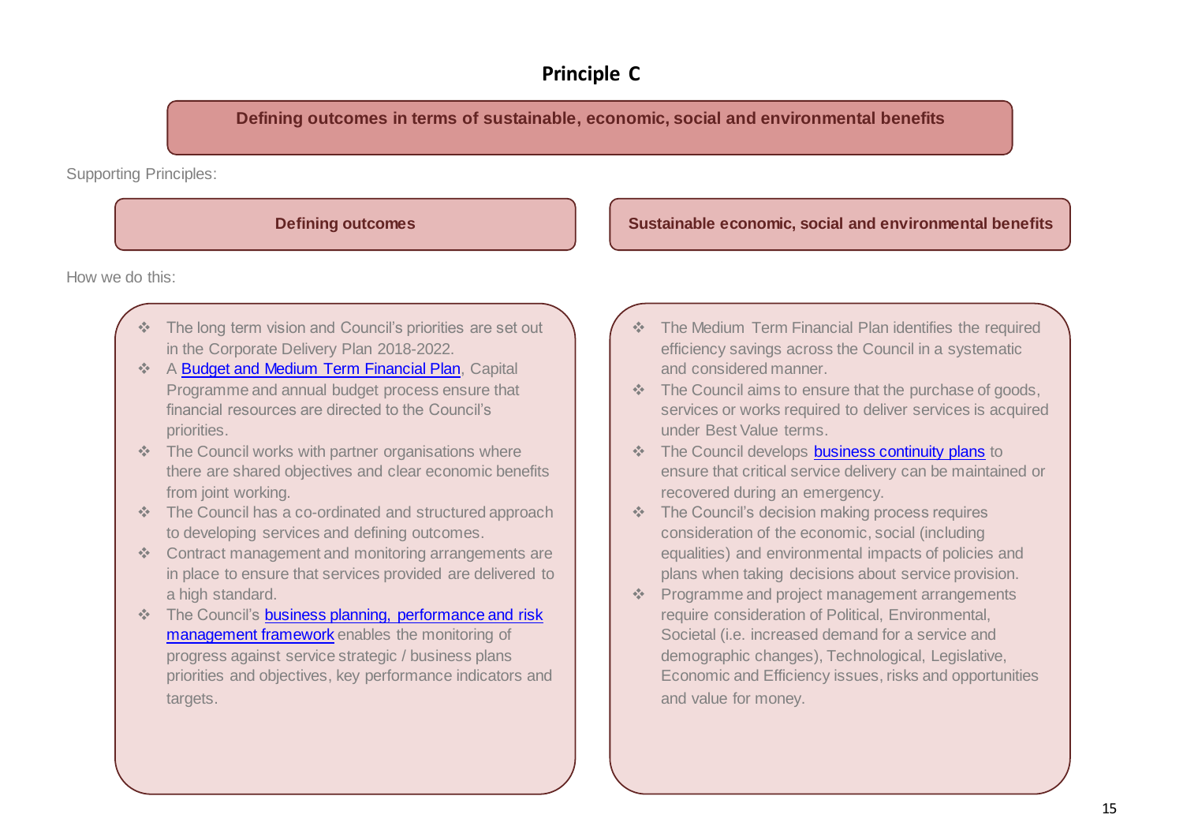# Principle C

## Defining outcomes in terms of sustainable, economic, social and environmental benefits

Supporting Principles:

### Defining outcomes

How we do this:

- The long term vision and Council's priorities are set out in the Corporate Delivery Plan 2018-2022.
- A Budget and Medium Term Financial Plan, Capital Programme and annual budget process ensure that financial resources are directed to the Council's priorities.
- The Council works with partner organisations where there are shared objectives and clear economic benefits from joint working.
- The Council has a co-ordinated and structured approach to developing services and defining outcomes.
- Contract management and monitoring arrangements are in place to ensure that services provided are delivered to a high standard.
- The Council's business planning, performance and risk management framework enables the monitoring of progress against service strategic / business plans priorities and objectives, key performance indicators and targets.

### Sustainable economic, social and environmental benefits

- The Medium Term Financial Plan identifies the required efficiency savings across the Council in a systematic and considered manner.
- The Council aims to ensure that the purchase of goods, services or works required to deliver services is acquired under Best Value terms.
- The Council develops business continuity plans to ensure that critical service delivery can be maintained or recovered during an emergency.
- The Council's decision making process requires consideration of the economic, social (including equalities) and environmental impacts of policies and plans when taking decisions about service provision.
- Programme and project management arrangements require consideration of Political, Environmental, Societal (i.e. increased demand for a service and demographic changes), Technological, Legislative, Economic and Efficiency issues, risks and opportunities and value for money.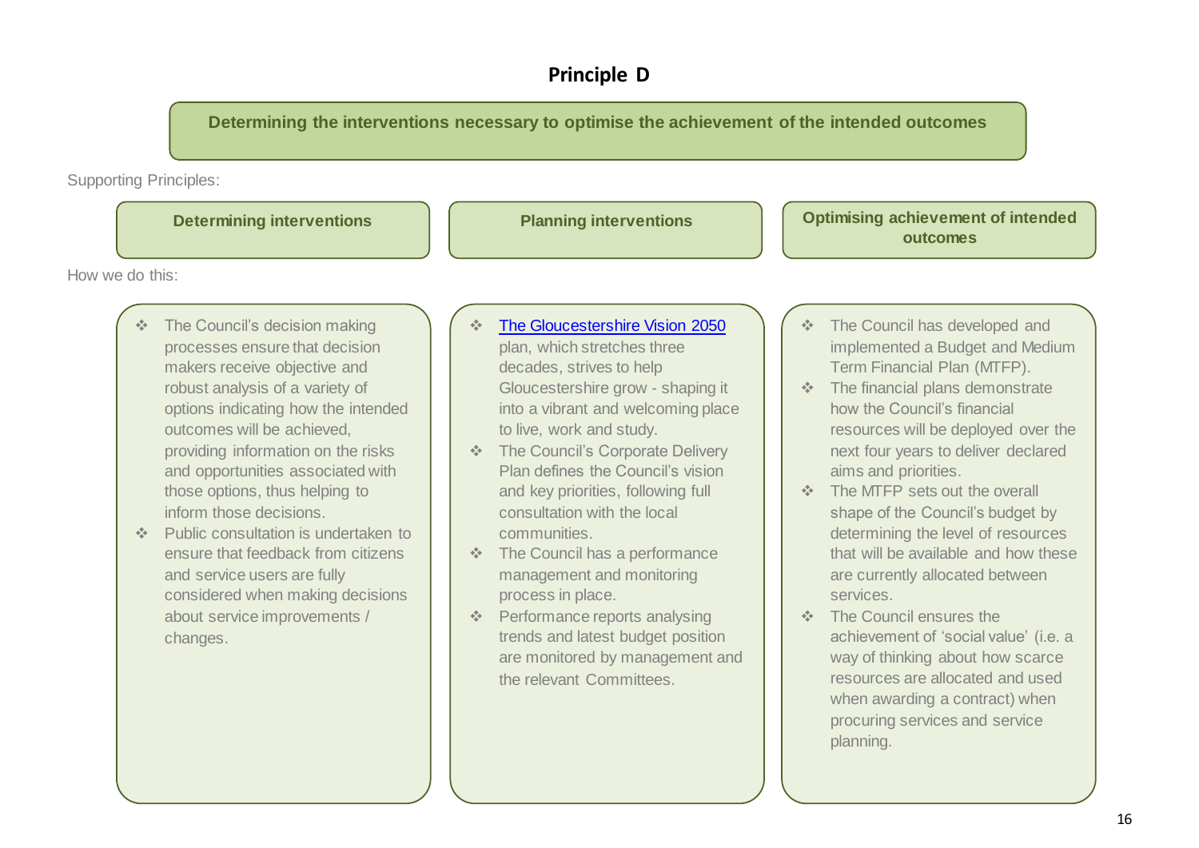# Principle D

**Determining the interventions necessary to optimise the achievement of the intended outcomes**

Supporting Principles:

| Determining interventions | Planning interventions | Optimising achievement of intended outcomes |
|---|---|---|

How we do this:

**Determining interventions**

- The Council's decision making processes ensure that decision makers receive objective and robust analysis of a variety of options indicating how the intended outcomes will be achieved, providing information on the risks and opportunities associated with those options, thus helping to inform those decisions.
- Public consultation is undertaken to ensure that feedback from citizens and service users are fully considered when making decisions about service improvements / changes.

**Planning interventions**

- [The Gloucestershire Vision 2050] plan, which stretches three decades, strives to help Gloucestershire grow - shaping it into a vibrant and welcoming place to live, work and study.
- The Council's Corporate Delivery Plan defines the Council's vision and key priorities, following full consultation with the local communities.
- The Council has a performance management and monitoring process in place.
- Performance reports analysing trends and latest budget position are monitored by management and the relevant Committees.

**Optimising achievement of intended outcomes**

- The Council has developed and implemented a Budget and Medium Term Financial Plan (MTFP).
- The financial plans demonstrate how the Council's financial resources will be deployed over the next four years to deliver declared aims and priorities.
- The MTFP sets out the overall shape of the Council's budget by determining the level of resources that will be available and how these are currently allocated between services.
- The Council ensures the achievement of 'social value' (i.e. a way of thinking about how scarce resources are allocated and used when awarding a contract) when procuring services and service planning.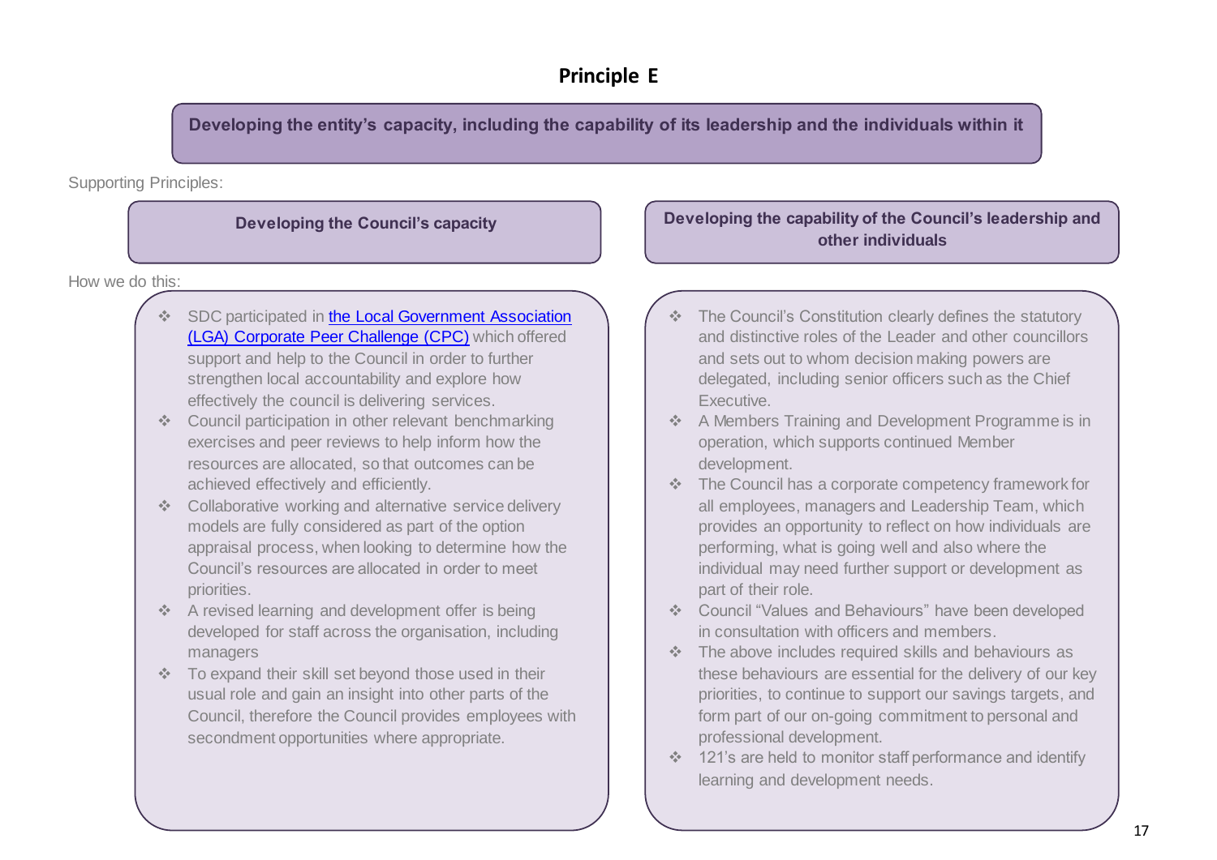# Principle E

**Developing the entity's capacity, including the capability of its leadership and the individuals within it**

Supporting Principles:

## Developing the Council's capacity

How we do this:

- SDC participated in [the Local Government Association (LGA) Corporate Peer Challenge (CPC)]() which offered support and help to the Council in order to further strengthen local accountability and explore how effectively the council is delivering services.
- Council participation in other relevant benchmarking exercises and peer reviews to help inform how the resources are allocated, so that outcomes can be achieved effectively and efficiently.
- Collaborative working and alternative service delivery models are fully considered as part of the option appraisal process, when looking to determine how the Council's resources are allocated in order to meet priorities.
- A revised learning and development offer is being developed for staff across the organisation, including managers
- To expand their skill set beyond those used in their usual role and gain an insight into other parts of the Council, therefore the Council provides employees with secondment opportunities where appropriate.

## Developing the capability of the Council's leadership and other individuals

- The Council's Constitution clearly defines the statutory and distinctive roles of the Leader and other councillors and sets out to whom decision making powers are delegated, including senior officers such as the Chief Executive.
- A Members Training and Development Programme is in operation, which supports continued Member development.
- The Council has a corporate competency framework for all employees, managers and Leadership Team, which provides an opportunity to reflect on how individuals are performing, what is going well and also where the individual may need further support or development as part of their role.
- Council "Values and Behaviours" have been developed in consultation with officers and members.
- The above includes required skills and behaviours as these behaviours are essential for the delivery of our key priorities, to continue to support our savings targets, and form part of our on-going commitment to personal and professional development.
- 121's are held to monitor staff performance and identify learning and development needs.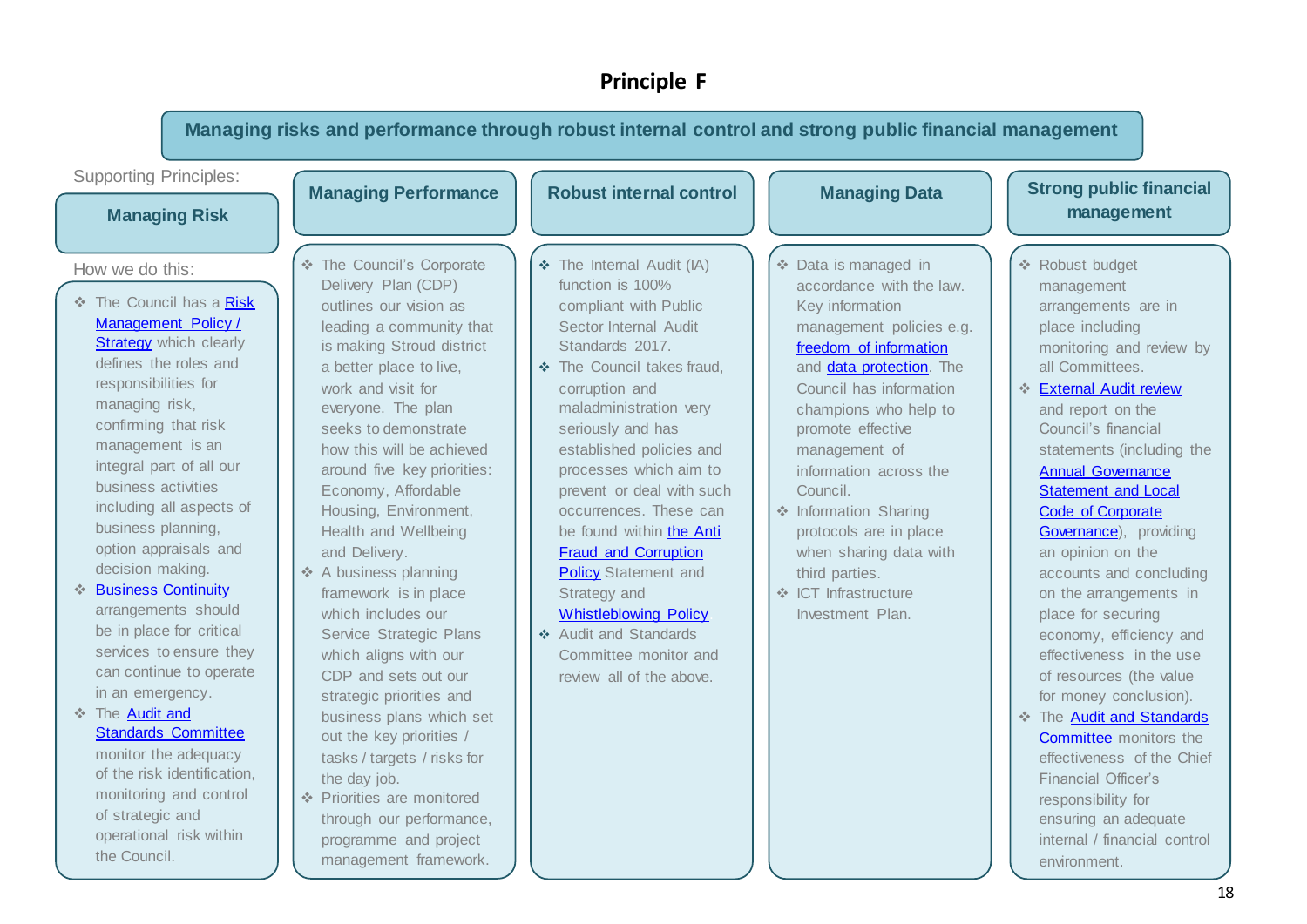# Principle F

## Managing risks and performance through robust internal control and strong public financial management

Supporting Principles:

### Managing Risk

How we do this:

- The Council has a Risk Management Policy / Strategy which clearly defines the roles and responsibilities for managing risk, confirming that risk management is an integral part of all our business activities including all aspects of business planning, option appraisals and decision making.
- Business Continuity arrangements should be in place for critical services to ensure they can continue to operate in an emergency.
- The Audit and Standards Committee monitor the adequacy of the risk identification, monitoring and control of strategic and operational risk within the Council.

### Managing Performance

- The Council's Corporate Delivery Plan (CDP) outlines our vision as leading a community that is making Stroud district a better place to live, work and visit for everyone. The plan seeks to demonstrate how this will be achieved around five key priorities: Economy, Affordable Housing, Environment, Health and Wellbeing and Delivery.
- A business planning framework is in place which includes our Service Strategic Plans which aligns with our CDP and sets out our strategic priorities and business plans which set out the key priorities / tasks / targets / risks for the day job.
- Priorities are monitored through our performance, programme and project management framework.

### Robust internal control

- The Internal Audit (IA) function is 100% compliant with Public Sector Internal Audit Standards 2017.
- The Council takes fraud, corruption and maladministration very seriously and has established policies and processes which aim to prevent or deal with such occurrences. These can be found within the Anti Fraud and Corruption Policy Statement and Strategy and Whistleblowing Policy
- Audit and Standards Committee monitor and review all of the above.

### Managing Data

- Data is managed in accordance with the law. Key information management policies e.g. freedom of information and data protection. The Council has information champions who help to promote effective management of information across the Council.
- Information Sharing protocols are in place when sharing data with third parties.
- ICT Infrastructure Investment Plan.

### Strong public financial management

- Robust budget management arrangements are in place including monitoring and review by all Committees.
- External Audit review and report on the Council's financial statements (including the Annual Governance Statement and Local Code of Corporate Governance), providing an opinion on the accounts and concluding on the arrangements in place for securing economy, efficiency and effectiveness in the use of resources (the value for money conclusion).
- The Audit and Standards Committee monitors the effectiveness of the Chief Financial Officer's responsibility for ensuring an adequate internal / financial control environment.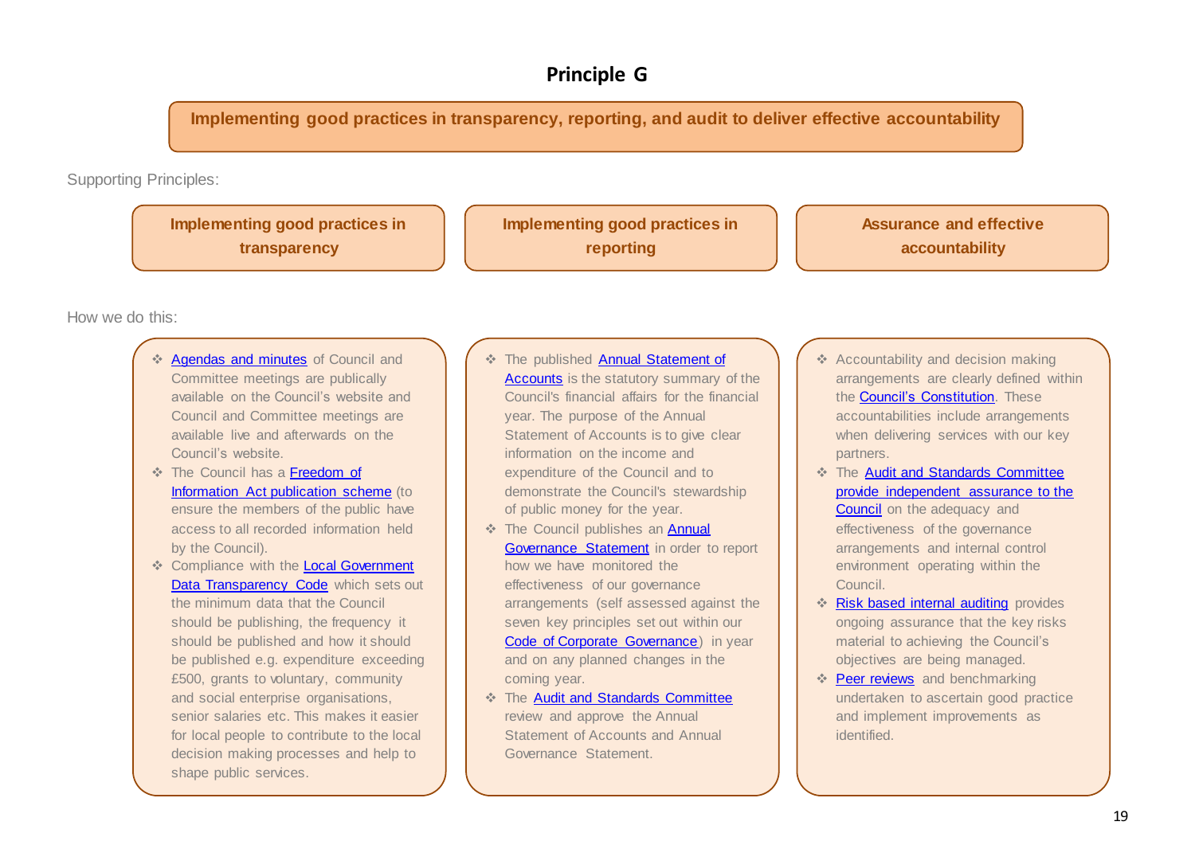## Principle G

**Implementing good practices in transparency, reporting, and audit to deliver effective accountability**

Supporting Principles:

**Implementing good practices in transparency**

**Implementing good practices in reporting**

**Assurance and effective accountability**

How we do this:

### Implementing good practices in transparency

- Agendas and minutes of Council and Committee meetings are publically available on the Council's website and Council and Committee meetings are available live and afterwards on the Council's website.
- The Council has a Freedom of Information Act publication scheme (to ensure the members of the public have access to all recorded information held by the Council).
- Compliance with the Local Government Data Transparency Code which sets out the minimum data that the Council should be publishing, the frequency it should be published and how it should be published e.g. expenditure exceeding £500, grants to voluntary, community and social enterprise organisations, senior salaries etc. This makes it easier for local people to contribute to the local decision making processes and help to shape public services.

### Implementing good practices in reporting

- The published Annual Statement of Accounts is the statutory summary of the Council's financial affairs for the financial year. The purpose of the Annual Statement of Accounts is to give clear information on the income and expenditure of the Council and to demonstrate the Council's stewardship of public money for the year.
- The Council publishes an Annual Governance Statement in order to report how we have monitored the effectiveness of our governance arrangements (self assessed against the seven key principles set out within our Code of Corporate Governance) in year and on any planned changes in the coming year.
- The Audit and Standards Committee review and approve the Annual Statement of Accounts and Annual Governance Statement.

### Assurance and effective accountability

- Accountability and decision making arrangements are clearly defined within the Council's Constitution. These accountabilities include arrangements when delivering services with our key partners.
- The Audit and Standards Committee provide independent assurance to the Council on the adequacy and effectiveness of the governance arrangements and internal control environment operating within the Council.
- Risk based internal auditing provides ongoing assurance that the key risks material to achieving the Council's objectives are being managed.
- Peer reviews and benchmarking undertaken to ascertain good practice and implement improvements as identified.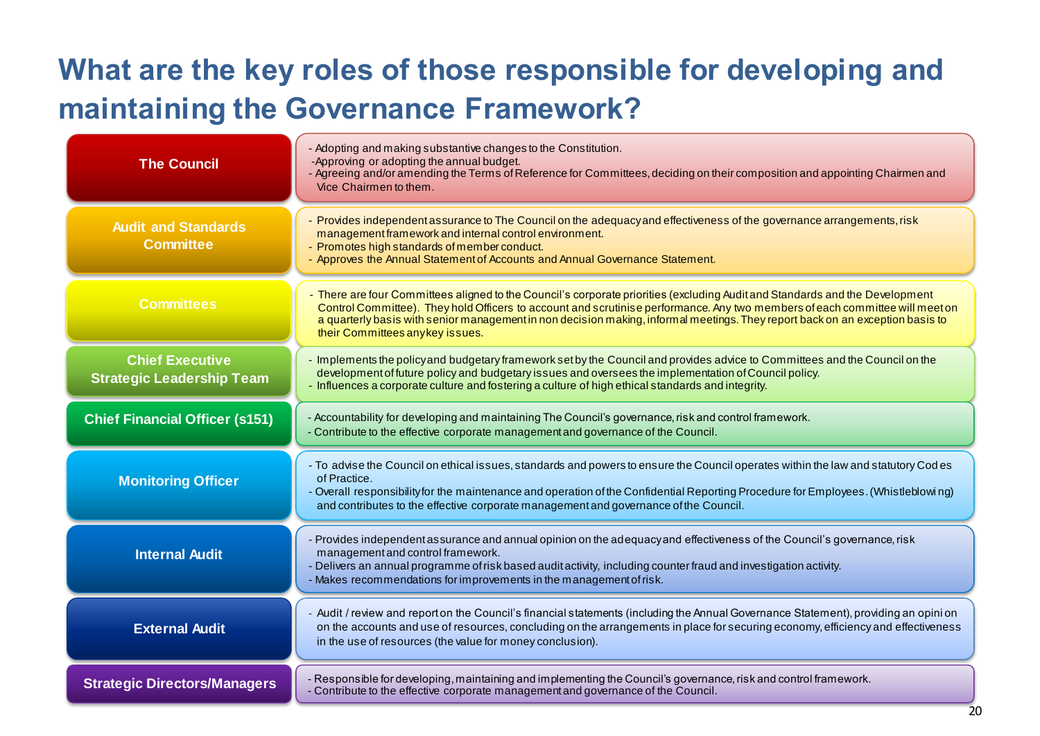# What are the key roles of those responsible for developing and maintaining the Governance Framework?

| Role | Responsibilities |
| --- | --- |
| **The Council** | - Adopting and making substantive changes to the Constitution.<br>- Approving or adopting the annual budget.<br>- Agreeing and/or amending the Terms of Reference for Committees, deciding on their composition and appointing Chairmen and Vice Chairmen to them. |
| **Audit and Standards Committee** | - Provides independent assurance to The Council on the adequacy and effectiveness of the governance arrangements, risk management framework and internal control environment.<br>- Promotes high standards of member conduct.<br>- Approves the Annual Statement of Accounts and Annual Governance Statement. |
| **Committees** | - There are four Committees aligned to the Council's corporate priorities (excluding Audit and Standards and the Development Control Committee). They hold Officers to account and scrutinise performance. Any two members of each committee will meet on a quarterly basis with senior management in non decision making, informal meetings. They report back on an exception basis to their Committees any key issues. |
| **Chief Executive Strategic Leadership Team** | - Implements the policy and budgetary framework set by the Council and provides advice to Committees and the Council on the development of future policy and budgetary issues and oversees the implementation of Council policy.<br>- Influences a corporate culture and fostering a culture of high ethical standards and integrity. |
| **Chief Financial Officer (s151)** | - Accountability for developing and maintaining The Council's governance, risk and control framework.<br>- Contribute to the effective corporate management and governance of the Council. |
| **Monitoring Officer** | - To advise the Council on ethical issues, standards and powers to ensure the Council operates within the law and statutory Codes of Practice.<br>- Overall responsibility for the maintenance and operation of the Confidential Reporting Procedure for Employees. (Whistleblowing) and contributes to the effective corporate management and governance of the Council. |
| **Internal Audit** | - Provides independent assurance and annual opinion on the adequacy and effectiveness of the Council's governance, risk management and control framework.<br>- Delivers an annual programme of risk based audit activity, including counter fraud and investigation activity.<br>- Makes recommendations for improvements in the management of risk. |
| **External Audit** | - Audit / review and report on the Council's financial statements (including the Annual Governance Statement), providing an opinion on the accounts and use of resources, concluding on the arrangements in place for securing economy, efficiency and effectiveness in the use of resources (the value for money conclusion). |
| **Strategic Directors/Managers** | - Responsible for developing, maintaining and implementing the Council's governance, risk and control framework.<br>- Contribute to the effective corporate management and governance of the Council. |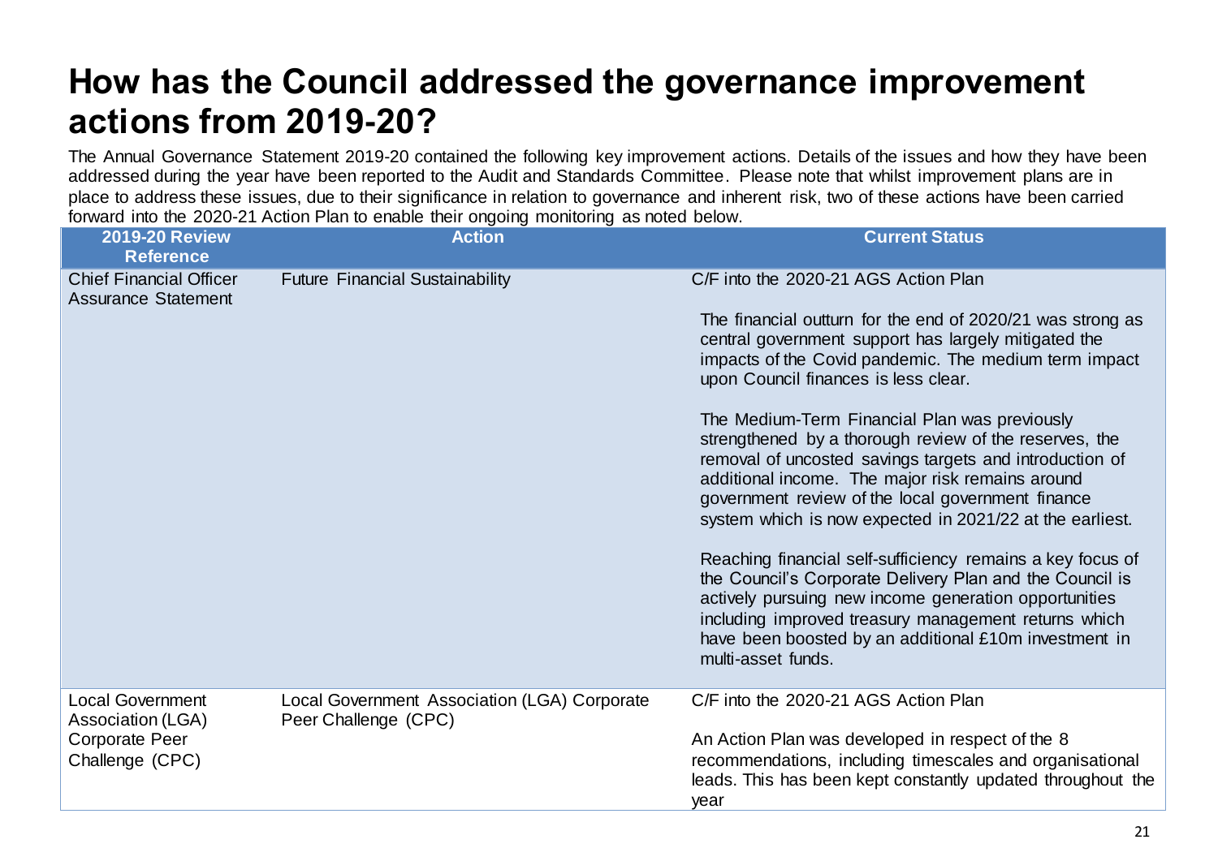# How has the Council addressed the governance improvement actions from 2019-20?

The Annual Governance Statement 2019-20 contained the following key improvement actions. Details of the issues and how they have been addressed during the year have been reported to the Audit and Standards Committee. Please note that whilst improvement plans are in place to address these issues, due to their significance in relation to governance and inherent risk, two of these actions have been carried forward into the 2020-21 Action Plan to enable their ongoing monitoring as noted below.

| 2019-20 Review Reference | Action | Current Status |
|---|---|---|
| Chief Financial Officer Assurance Statement | Future Financial Sustainability | C/F into the 2020-21 AGS Action Plan<br><br>The financial outturn for the end of 2020/21 was strong as central government support has largely mitigated the impacts of the Covid pandemic. The medium term impact upon Council finances is less clear.<br><br>The Medium-Term Financial Plan was previously strengthened by a thorough review of the reserves, the removal of uncosted savings targets and introduction of additional income. The major risk remains around government review of the local government finance system which is now expected in 2021/22 at the earliest.<br><br>Reaching financial self-sufficiency remains a key focus of the Council's Corporate Delivery Plan and the Council is actively pursuing new income generation opportunities including improved treasury management returns which have been boosted by an additional £10m investment in multi-asset funds. |
| Local Government Association (LGA) Corporate Peer Challenge (CPC) | Local Government Association (LGA) Corporate Peer Challenge (CPC) | C/F into the 2020-21 AGS Action Plan<br><br>An Action Plan was developed in respect of the 8 recommendations, including timescales and organisational leads. This has been kept constantly updated throughout the year |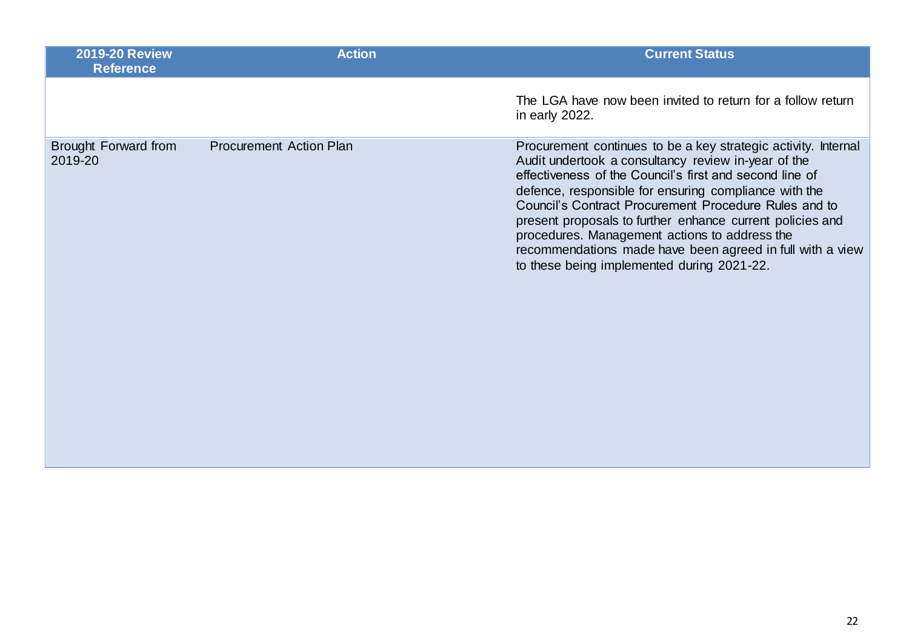| 2019-20 Review Reference | Action | Current Status |
|---|---|---|
| | | The LGA have now been invited to return for a follow return in early 2022. |
| Brought Forward from 2019-20 | Procurement Action Plan | Procurement continues to be a key strategic activity. Internal Audit undertook a consultancy review in-year of the effectiveness of the Council's first and second line of defence, responsible for ensuring compliance with the Council's Contract Procurement Procedure Rules and to present proposals to further enhance current policies and procedures. Management actions to address the recommendations made have been agreed in full with a view to these being implemented during 2021-22. |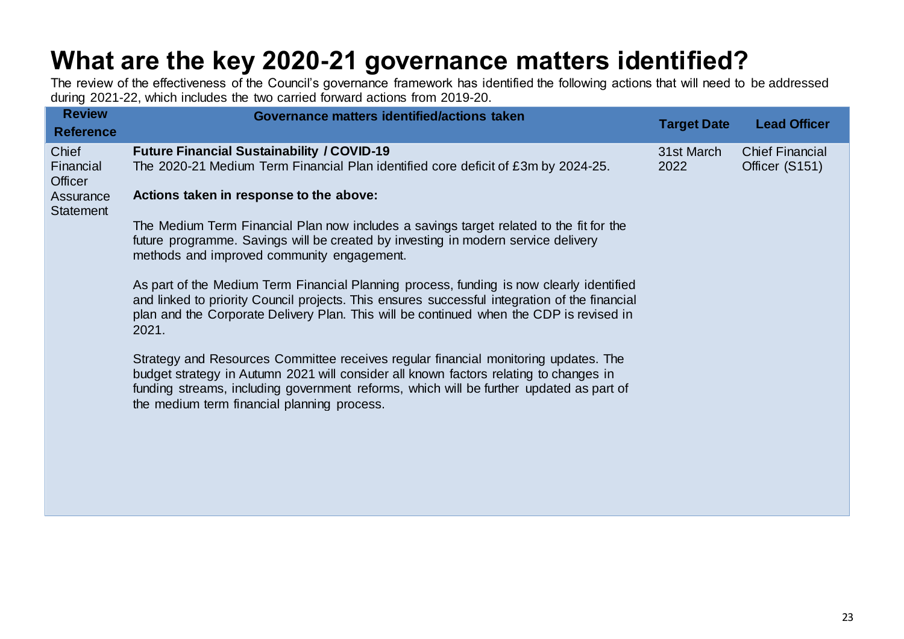# What are the key 2020-21 governance matters identified?

The review of the effectiveness of the Council's governance framework has identified the following actions that will need to be addressed during 2021-22, which includes the two carried forward actions from 2019-20.

| Review Reference | Governance matters identified/actions taken | Target Date | Lead Officer |
|---|---|---|---|
| Chief Financial Officer Assurance Statement | **Future Financial Sustainability / COVID-19**<br>The 2020-21 Medium Term Financial Plan identified core deficit of £3m by 2024-25.<br><br>**Actions taken in response to the above:**<br><br>The Medium Term Financial Plan now includes a savings target related to the fit for the future programme. Savings will be created by investing in modern service delivery methods and improved community engagement.<br><br>As part of the Medium Term Financial Planning process, funding is now clearly identified and linked to priority Council projects. This ensures successful integration of the financial plan and the Corporate Delivery Plan. This will be continued when the CDP is revised in 2021.<br><br>Strategy and Resources Committee receives regular financial monitoring updates. The budget strategy in Autumn 2021 will consider all known factors relating to changes in funding streams, including government reforms, which will be further updated as part of the medium term financial planning process. | 31st March 2022 | Chief Financial Officer (S151) |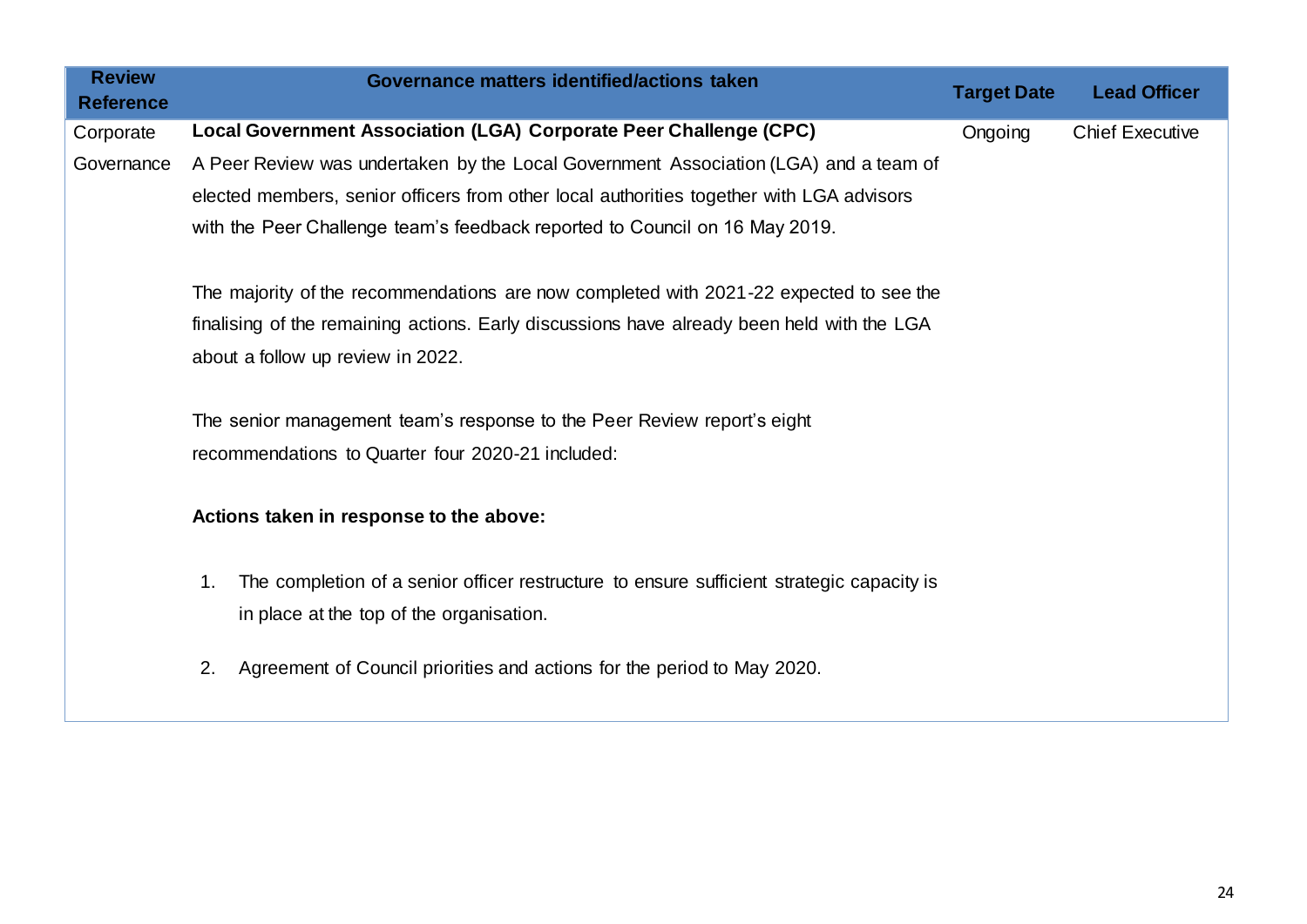| Review Reference | Governance matters identified/actions taken | Target Date | Lead Officer |
|---|---|---|---|
| Corporate Governance | **Local Government Association (LGA) Corporate Peer Challenge (CPC)**<br>A Peer Review was undertaken by the Local Government Association (LGA) and a team of elected members, senior officers from other local authorities together with LGA advisors with the Peer Challenge team's feedback reported to Council on 16 May 2019.<br><br>The majority of the recommendations are now completed with 2021-22 expected to see the finalising of the remaining actions. Early discussions have already been held with the LGA about a follow up review in 2022.<br><br>The senior management team's response to the Peer Review report's eight recommendations to Quarter four 2020-21 included:<br><br>**Actions taken in response to the above:**<br><br>1. The completion of a senior officer restructure to ensure sufficient strategic capacity is in place at the top of the organisation.<br><br>2. Agreement of Council priorities and actions for the period to May 2020. | Ongoing | Chief Executive |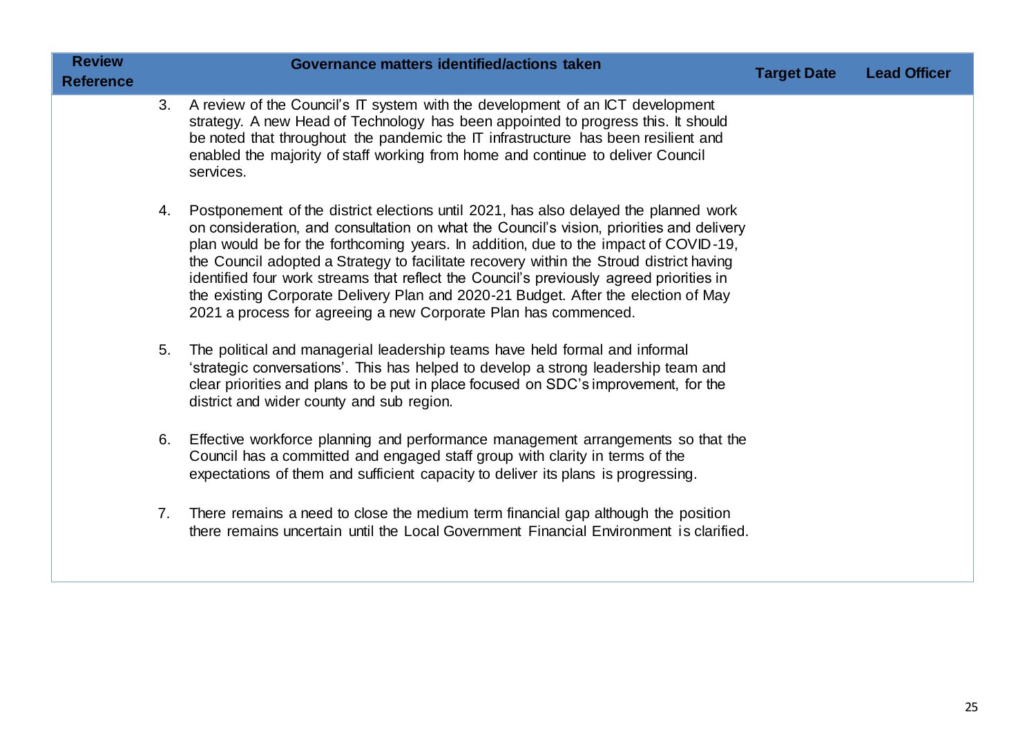| Review Reference | Governance matters identified/actions taken | Target Date | Lead Officer |
|---|---|---|---|
| | 3. A review of the Council's IT system with the development of an ICT development strategy. A new Head of Technology has been appointed to progress this. It should be noted that throughout the pandemic the IT infrastructure has been resilient and enabled the majority of staff working from home and continue to deliver Council services.<br><br>4. Postponement of the district elections until 2021, has also delayed the planned work on consideration, and consultation on what the Council's vision, priorities and delivery plan would be for the forthcoming years. In addition, due to the impact of COVID-19, the Council adopted a Strategy to facilitate recovery within the Stroud district having identified four work streams that reflect the Council's previously agreed priorities in the existing Corporate Delivery Plan and 2020-21 Budget. After the election of May 2021 a process for agreeing a new Corporate Plan has commenced.<br><br>5. The political and managerial leadership teams have held formal and informal 'strategic conversations'. This has helped to develop a strong leadership team and clear priorities and plans to be put in place focused on SDC's improvement, for the district and wider county and sub region.<br><br>6. Effective workforce planning and performance management arrangements so that the Council has a committed and engaged staff group with clarity in terms of the expectations of them and sufficient capacity to deliver its plans is progressing.<br><br>7. There remains a need to close the medium term financial gap although the position there remains uncertain until the Local Government Financial Environment is clarified. | | |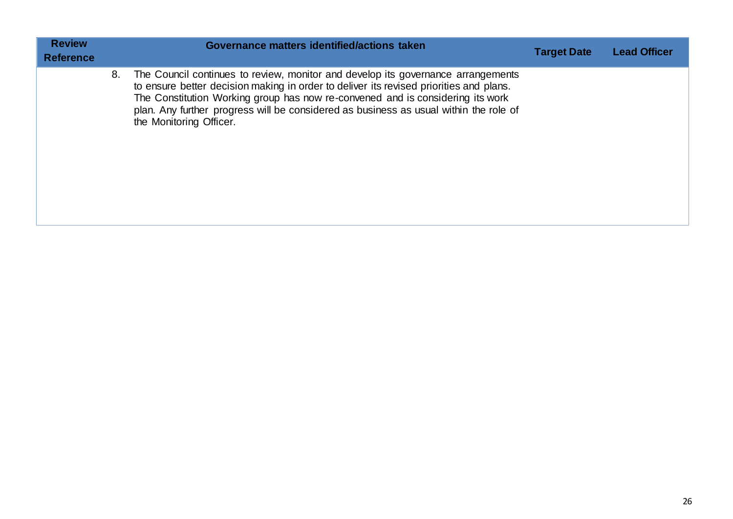| Review Reference | Governance matters identified/actions taken | Target Date | Lead Officer |
| --- | --- | --- | --- |
| 8. | The Council continues to review, monitor and develop its governance arrangements to ensure better decision making in order to deliver its revised priorities and plans. The Constitution Working group has now re-convened and is considering its work plan. Any further progress will be considered as business as usual within the role of the Monitoring Officer. | | |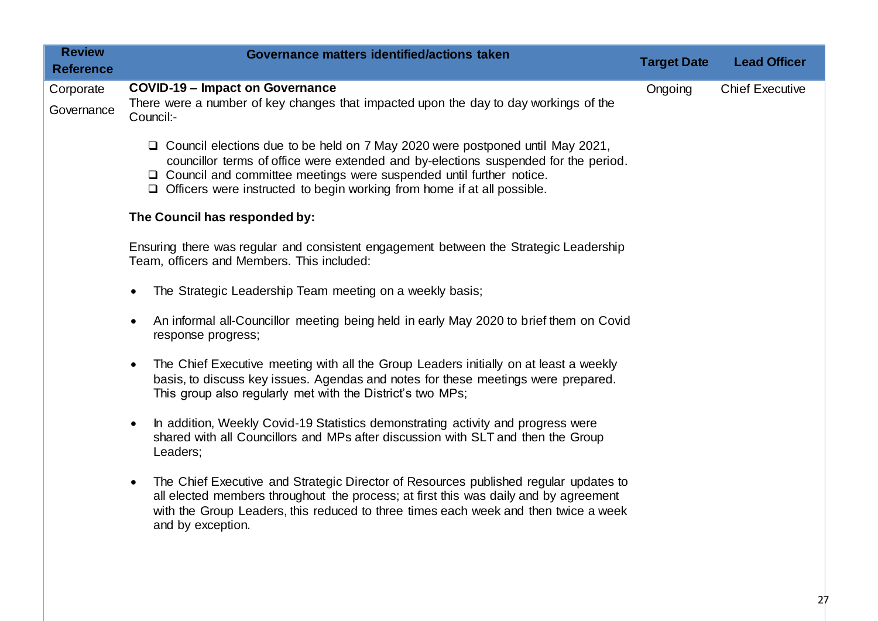| Review Reference | Governance matters identified/actions taken | Target Date | Lead Officer |
| --- | --- | --- | --- |
| Corporate Governance | **COVID-19 – Impact on Governance**<br>There were a number of key changes that impacted upon the day to day workings of the Council:-<br>❑ Council elections due to be held on 7 May 2020 were postponed until May 2021, councillor terms of office were extended and by-elections suspended for the period.<br>❑ Council and committee meetings were suspended until further notice.<br>❑ Officers were instructed to begin working from home if at all possible.<br>**The Council has responded by:**<br>Ensuring there was regular and consistent engagement between the Strategic Leadership Team, officers and Members. This included:<br>• The Strategic Leadership Team meeting on a weekly basis;<br>• An informal all-Councillor meeting being held in early May 2020 to brief them on Covid response progress;<br>• The Chief Executive meeting with all the Group Leaders initially on at least a weekly basis, to discuss key issues. Agendas and notes for these meetings were prepared. This group also regularly met with the District's two MPs;<br>• In addition, Weekly Covid-19 Statistics demonstrating activity and progress were shared with all Councillors and MPs after discussion with SLT and then the Group Leaders;<br>• The Chief Executive and Strategic Director of Resources published regular updates to all elected members throughout the process; at first this was daily and by agreement with the Group Leaders, this reduced to three times each week and then twice a week and by exception. | Ongoing | Chief Executive |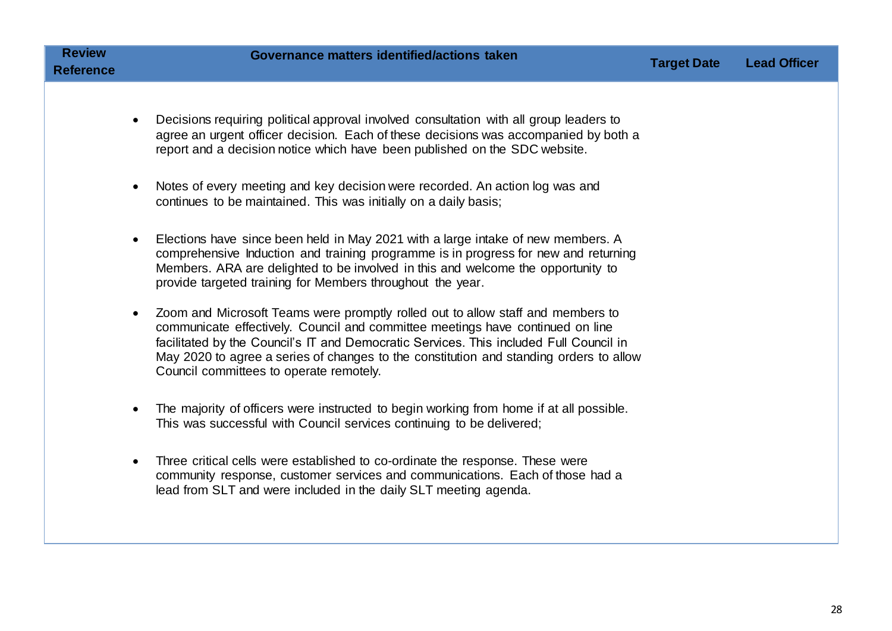| Review Reference | Governance matters identified/actions taken | Target Date | Lead Officer |
| --- | --- | --- | --- |
| | • Decisions requiring political approval involved consultation with all group leaders to agree an urgent officer decision. Each of these decisions was accompanied by both a report and a decision notice which have been published on the SDC website.<br><br>• Notes of every meeting and key decision were recorded. An action log was and continues to be maintained. This was initially on a daily basis;<br><br>• Elections have since been held in May 2021 with a large intake of new members. A comprehensive Induction and training programme is in progress for new and returning Members. ARA are delighted to be involved in this and welcome the opportunity to provide targeted training for Members throughout the year.<br><br>• Zoom and Microsoft Teams were promptly rolled out to allow staff and members to communicate effectively. Council and committee meetings have continued on line facilitated by the Council's IT and Democratic Services. This included Full Council in May 2020 to agree a series of changes to the constitution and standing orders to allow Council committees to operate remotely.<br><br>• The majority of officers were instructed to begin working from home if at all possible. This was successful with Council services continuing to be delivered;<br><br>• Three critical cells were established to co-ordinate the response. These were community response, customer services and communications. Each of those had a lead from SLT and were included in the daily SLT meeting agenda. | | |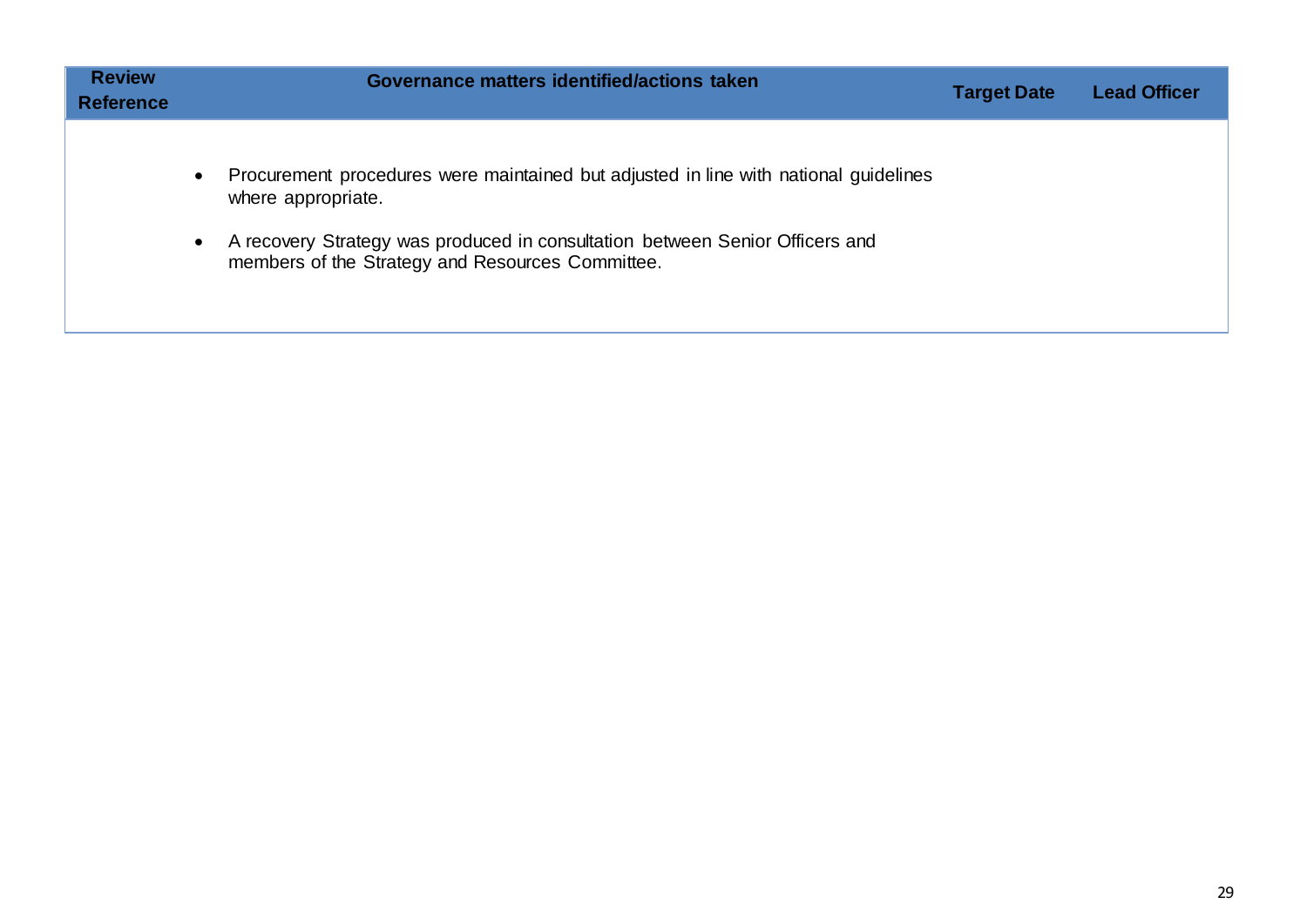| Review Reference | Governance matters identified/actions taken | Target Date | Lead Officer |
|---|---|---|---|
| | <ul><li>Procurement procedures were maintained but adjusted in line with national guidelines where appropriate.</li><li>A recovery Strategy was produced in consultation between Senior Officers and members of the Strategy and Resources Committee.</li></ul> | | |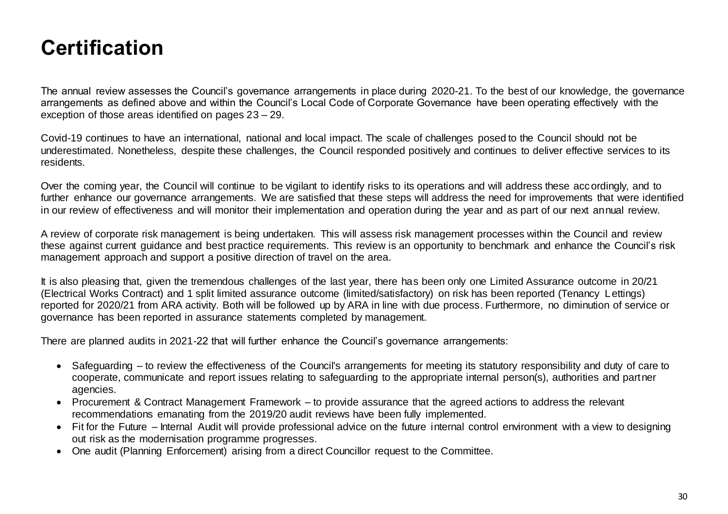# Certification

The annual review assesses the Council's governance arrangements in place during 2020-21. To the best of our knowledge, the governance arrangements as defined above and within the Council's Local Code of Corporate Governance have been operating effectively with the exception of those areas identified on pages 23 – 29.

Covid-19 continues to have an international, national and local impact. The scale of challenges posed to the Council should not be underestimated. Nonetheless, despite these challenges, the Council responded positively and continues to deliver effective services to its residents.

Over the coming year, the Council will continue to be vigilant to identify risks to its operations and will address these accordingly, and to further enhance our governance arrangements. We are satisfied that these steps will address the need for improvements that were identified in our review of effectiveness and will monitor their implementation and operation during the year and as part of our next annual review.

A review of corporate risk management is being undertaken. This will assess risk management processes within the Council and review these against current guidance and best practice requirements. This review is an opportunity to benchmark and enhance the Council's risk management approach and support a positive direction of travel on the area.

It is also pleasing that, given the tremendous challenges of the last year, there has been only one Limited Assurance outcome in 20/21 (Electrical Works Contract) and 1 split limited assurance outcome (limited/satisfactory) on risk has been reported (Tenancy Lettings) reported for 2020/21 from ARA activity. Both will be followed up by ARA in line with due process. Furthermore, no diminution of service or governance has been reported in assurance statements completed by management.

There are planned audits in 2021-22 that will further enhance the Council's governance arrangements:

- Safeguarding – to review the effectiveness of the Council's arrangements for meeting its statutory responsibility and duty of care to cooperate, communicate and report issues relating to safeguarding to the appropriate internal person(s), authorities and partner agencies.
- Procurement & Contract Management Framework – to provide assurance that the agreed actions to address the relevant recommendations emanating from the 2019/20 audit reviews have been fully implemented.
- Fit for the Future – Internal Audit will provide professional advice on the future internal control environment with a view to designing out risk as the modernisation programme progresses.
- One audit (Planning Enforcement) arising from a direct Councillor request to the Committee.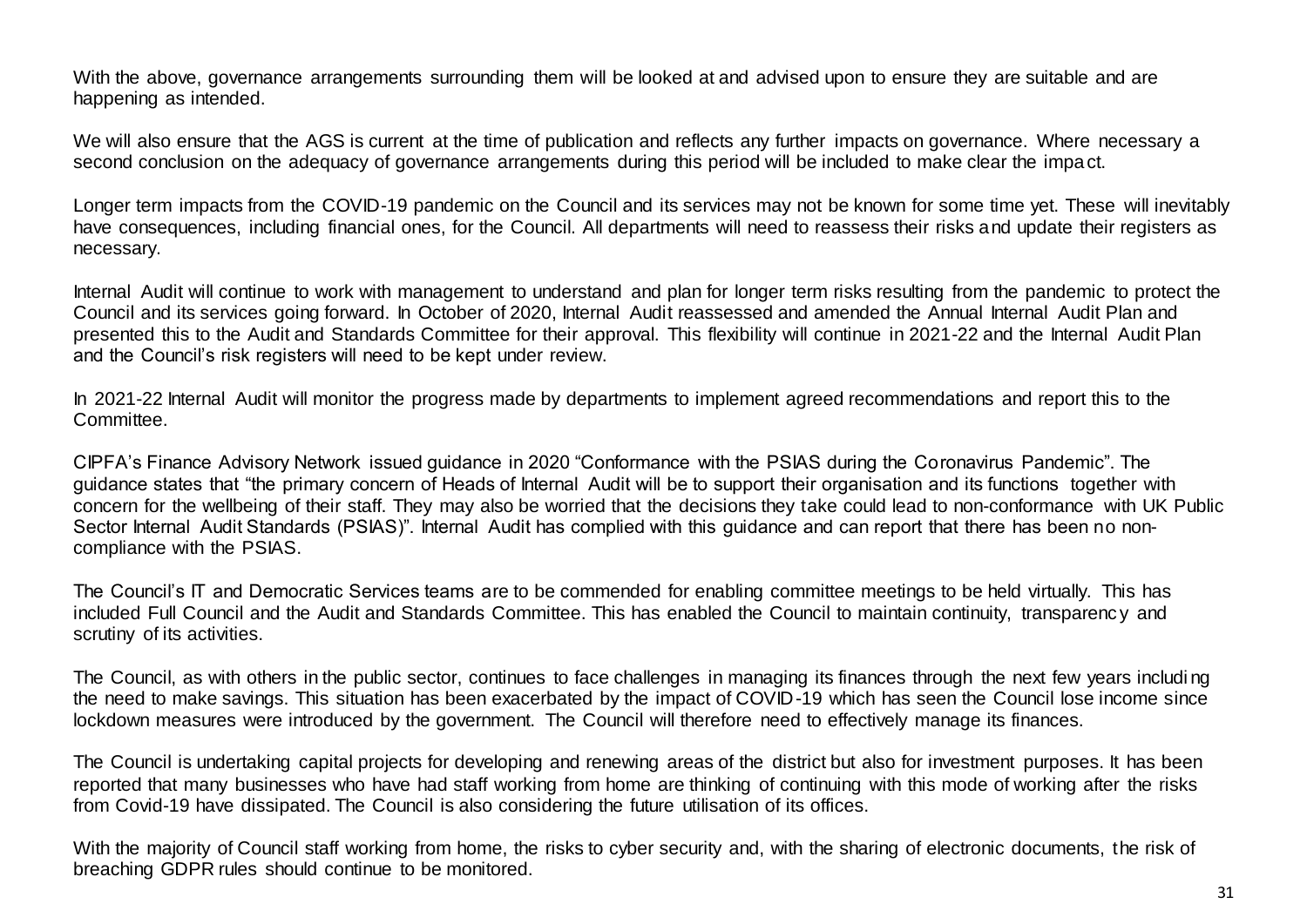With the above, governance arrangements surrounding them will be looked at and advised upon to ensure they are suitable and are happening as intended.

We will also ensure that the AGS is current at the time of publication and reflects any further impacts on governance. Where necessary a second conclusion on the adequacy of governance arrangements during this period will be included to make clear the impact.

Longer term impacts from the COVID-19 pandemic on the Council and its services may not be known for some time yet. These will inevitably have consequences, including financial ones, for the Council. All departments will need to reassess their risks and update their registers as necessary.

Internal Audit will continue to work with management to understand and plan for longer term risks resulting from the pandemic to protect the Council and its services going forward. In October of 2020, Internal Audit reassessed and amended the Annual Internal Audit Plan and presented this to the Audit and Standards Committee for their approval. This flexibility will continue in 2021-22 and the Internal Audit Plan and the Council's risk registers will need to be kept under review.

In 2021-22 Internal Audit will monitor the progress made by departments to implement agreed recommendations and report this to the Committee.

CIPFA's Finance Advisory Network issued guidance in 2020 "Conformance with the PSIAS during the Coronavirus Pandemic". The guidance states that "the primary concern of Heads of Internal Audit will be to support their organisation and its functions together with concern for the wellbeing of their staff. They may also be worried that the decisions they take could lead to non-conformance with UK Public Sector Internal Audit Standards (PSIAS)". Internal Audit has complied with this guidance and can report that there has been no non-compliance with the PSIAS.

The Council's IT and Democratic Services teams are to be commended for enabling committee meetings to be held virtually. This has included Full Council and the Audit and Standards Committee. This has enabled the Council to maintain continuity, transparency and scrutiny of its activities.

The Council, as with others in the public sector, continues to face challenges in managing its finances through the next few years including the need to make savings. This situation has been exacerbated by the impact of COVID-19 which has seen the Council lose income since lockdown measures were introduced by the government. The Council will therefore need to effectively manage its finances.

The Council is undertaking capital projects for developing and renewing areas of the district but also for investment purposes. It has been reported that many businesses who have had staff working from home are thinking of continuing with this mode of working after the risks from Covid-19 have dissipated. The Council is also considering the future utilisation of its offices.

With the majority of Council staff working from home, the risks to cyber security and, with the sharing of electronic documents, the risk of breaching GDPR rules should continue to be monitored.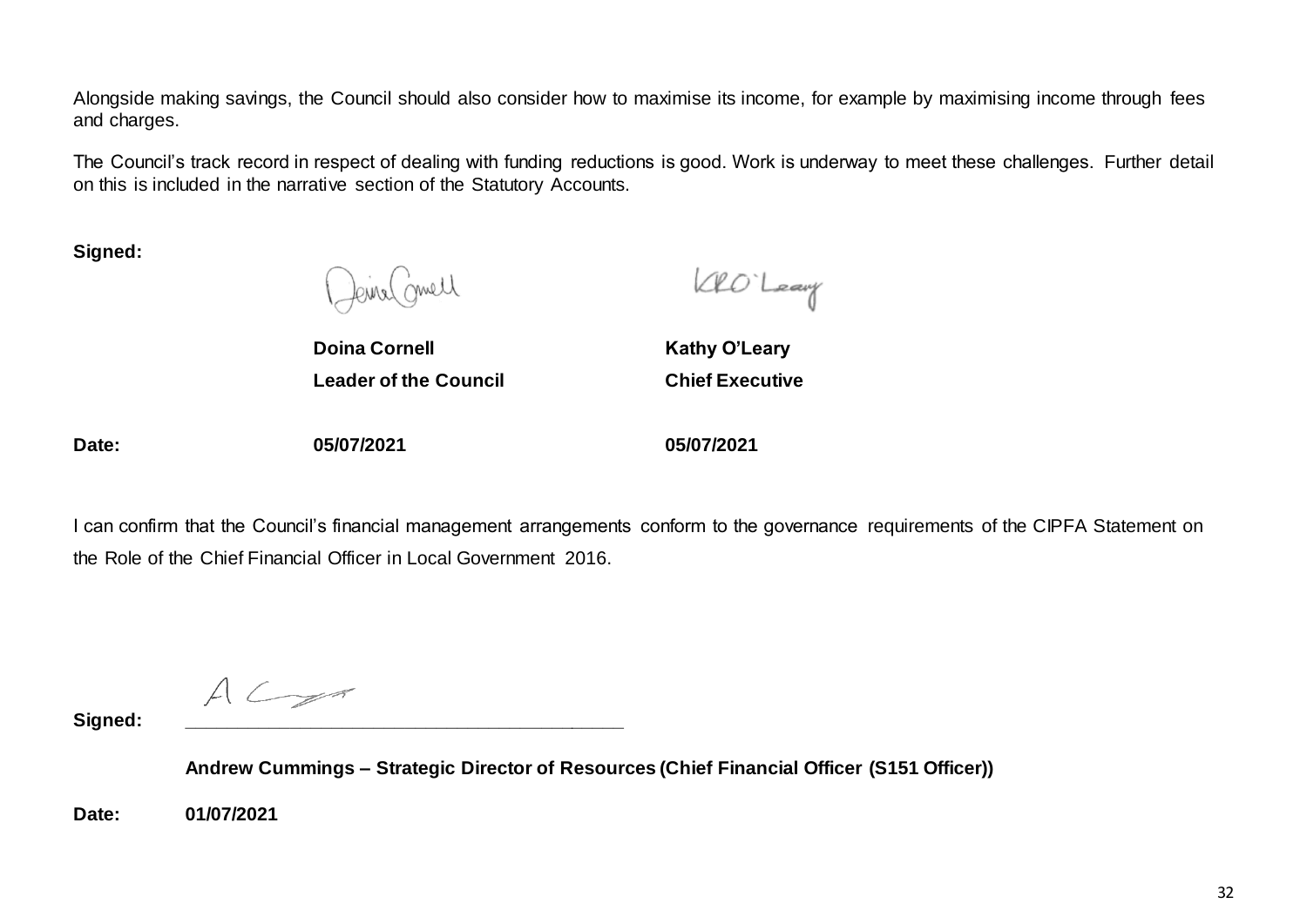Alongside making savings, the Council should also consider how to maximise its income, for example by maximising income through fees and charges.

The Council's track record in respect of dealing with funding reductions is good. Work is underway to meet these challenges. Further detail on this is included in the narrative section of the Statutory Accounts.

**Signed:**

| | | |
|---|---|---|
| | **Doina Cornell** | **Kathy O'Leary** |
| | **Leader of the Council** | **Chief Executive** |
| **Date:** | **05/07/2021** | **05/07/2021** |

I can confirm that the Council's financial management arrangements conform to the governance requirements of the CIPFA Statement on the Role of the Chief Financial Officer in Local Government 2016.

**Signed:** \_\_\_\_\_\_\_\_\_\_\_\_\_\_\_\_\_\_\_\_\_\_\_\_\_\_\_\_\_\_\_\_\_\_\_\_\_\_\_\_\_\_

**Andrew Cummings – Strategic Director of Resources (Chief Financial Officer (S151 Officer))**

**Date:** **01/07/2021**